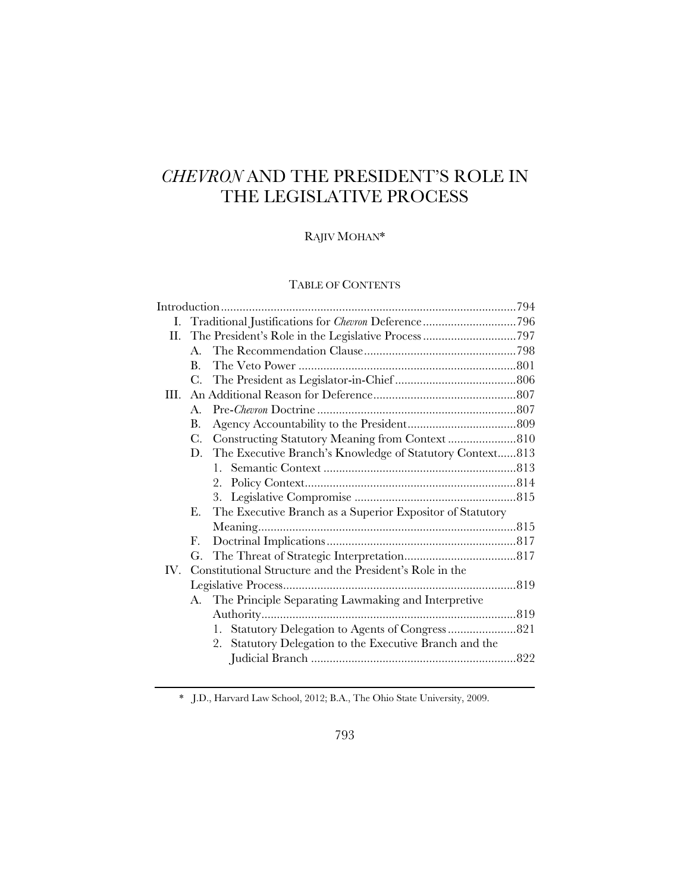# *CHEVRON* AND THE PRESIDENT'S ROLE IN THE LEGISLATIVE PROCESS

RAJIV MOHAN*

TABLE OF CONTENTS

Introduction .............................................................................................794

I. Traditional Justifications for *Chevron* Deference ..............................796

II. The President's Role in the Legislative Process ..............................797

  A. The Recommendation Clause .................................................798

  B. The Veto Power ......................................................................801

  C. The President as Legislator-in-Chief .......................................806

III. An Additional Reason for Deference ..............................................807

  A. Pre-*Chevron* Doctrine ................................................................807

  B. Agency Accountability to the President...................................809

  C. Constructing Statutory Meaning from Context ......................810

  D. The Executive Branch's Knowledge of Statutory Context......813

    1. Semantic Context ..............................................................813

    2. Policy Context....................................................................814

    3. Legislative Compromise ....................................................815

  E. The Executive Branch as a Superior Expositor of Statutory Meaning...................................................................................815

  F. Doctrinal Implications .............................................................817

  G. The Threat of Strategic Interpretation....................................817

IV. Constitutional Structure and the President's Role in the Legislative Process...........................................................................819

  A. The Principle Separating Lawmaking and Interpretive Authority.................................................................................819

    1. Statutory Delegation to Agents of Congress ......................821

    2. Statutory Delegation to the Executive Branch and the Judicial Branch ..................................................................822

---

* J.D., Harvard Law School, 2012; B.A., The Ohio State University, 2009.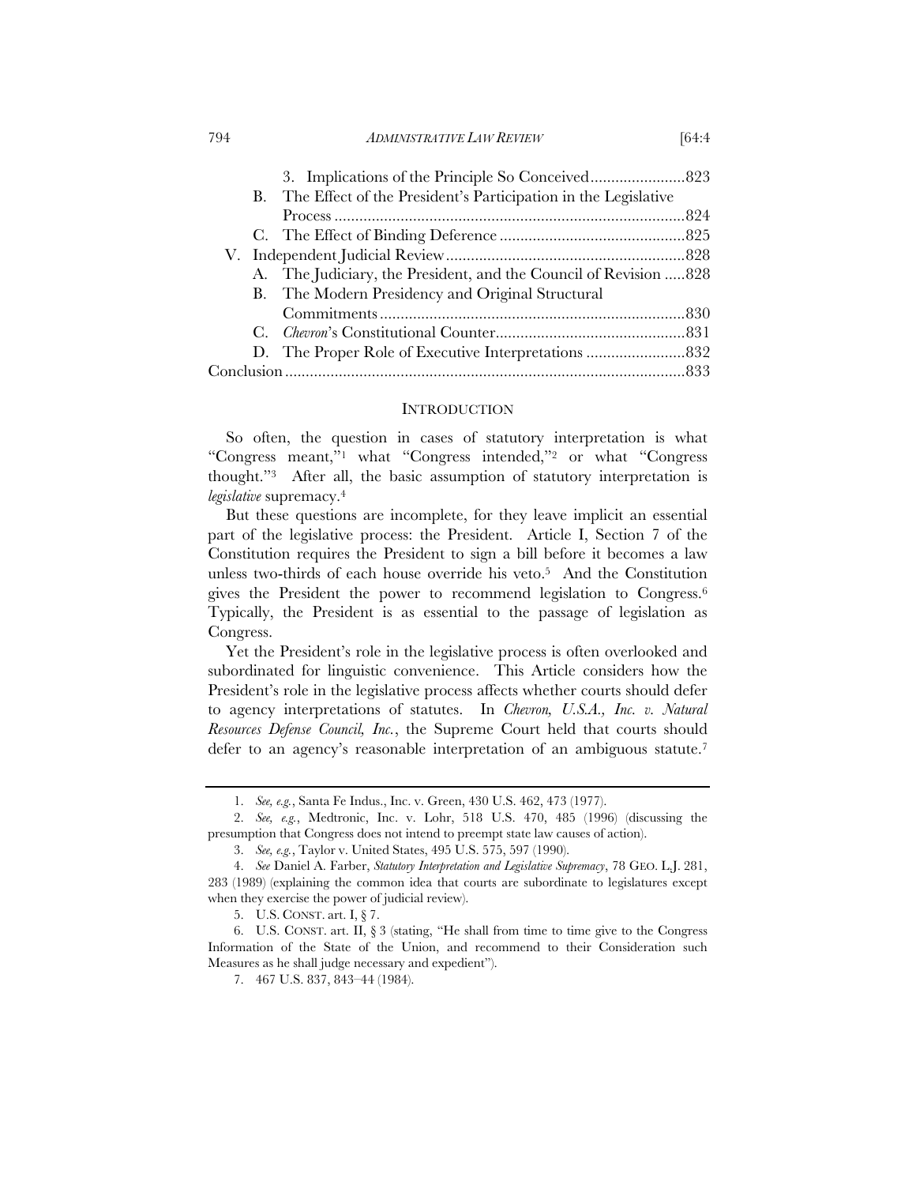3. Implications of the Principle So Conceived .......................823

B. The Effect of the President's Participation in the Legislative Process .....................................................................................824

C. The Effect of Binding Deference .............................................825

V. Independent Judicial Review ..........................................................828

A. The Judiciary, the President, and the Council of Revision .....828

B. The Modern Presidency and Original Structural Commitments ..........................................................................830

C. *Chevron*'s Constitutional Counter ..............................................831

D. The Proper Role of Executive Interpretations ........................832

Conclusion ................................................................................................833

## INTRODUCTION

So often, the question in cases of statutory interpretation is what "Congress meant,"[1] what "Congress intended,"[2] or what "Congress thought."[3] After all, the basic assumption of statutory interpretation is *legislative* supremacy.[4]

But these questions are incomplete, for they leave implicit an essential part of the legislative process: the President. Article I, Section 7 of the Constitution requires the President to sign a bill before it becomes a law unless two-thirds of each house override his veto.[5] And the Constitution gives the President the power to recommend legislation to Congress.[6] Typically, the President is as essential to the passage of legislation as Congress.

Yet the President's role in the legislative process is often overlooked and subordinated for linguistic convenience. This Article considers how the President's role in the legislative process affects whether courts should defer to agency interpretations of statutes. In *Chevron, U.S.A., Inc. v. Natural Resources Defense Council, Inc.*, the Supreme Court held that courts should defer to an agency's reasonable interpretation of an ambiguous statute.[7]

---

1. *See, e.g.*, Santa Fe Indus., Inc. v. Green, 430 U.S. 462, 473 (1977).

2. *See, e.g.*, Medtronic, Inc. v. Lohr, 518 U.S. 470, 485 (1996) (discussing the presumption that Congress does not intend to preempt state law causes of action).

3. *See, e.g.*, Taylor v. United States, 495 U.S. 575, 597 (1990).

4. *See* Daniel A. Farber, *Statutory Interpretation and Legislative Supremacy*, 78 GEO. L.J. 281, 283 (1989) (explaining the common idea that courts are subordinate to legislatures except when they exercise the power of judicial review).

5. U.S. CONST. art. I, § 7.

6. U.S. CONST. art. II, § 3 (stating, "He shall from time to time give to the Congress Information of the State of the Union, and recommend to their Consideration such Measures as he shall judge necessary and expedient").

7. 467 U.S. 837, 843–44 (1984).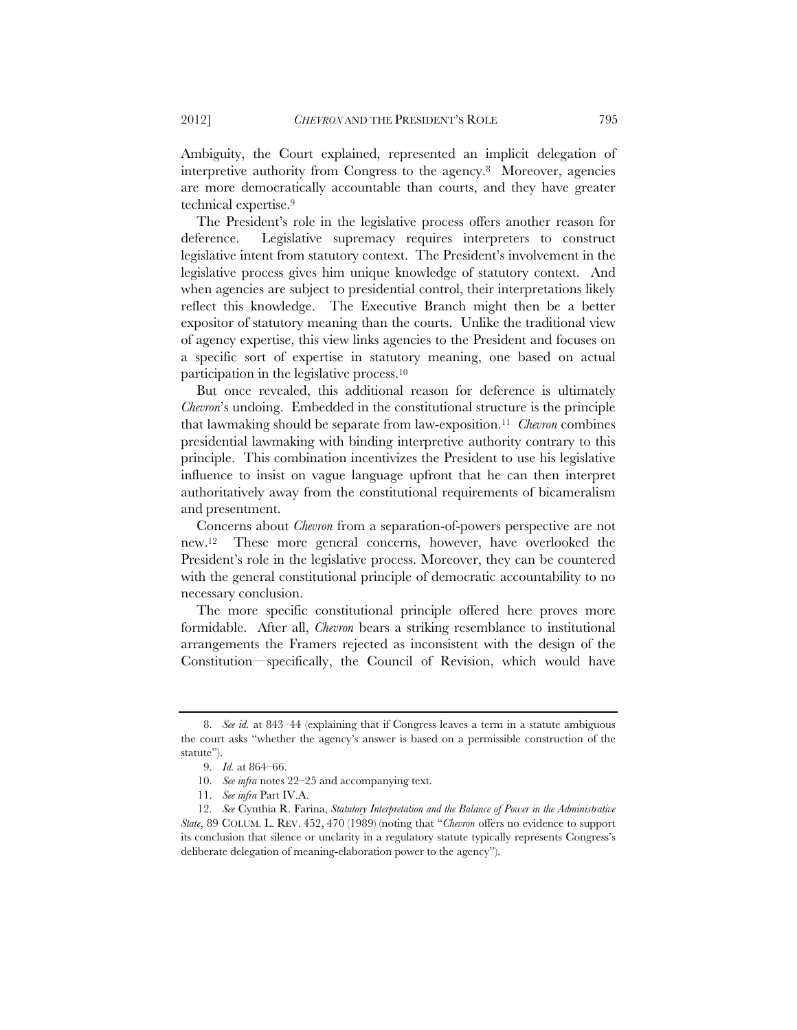Ambiguity, the Court explained, represented an implicit delegation of interpretive authority from Congress to the agency.[8] Moreover, agencies are more democratically accountable than courts, and they have greater technical expertise.[9]

The President's role in the legislative process offers another reason for deference. Legislative supremacy requires interpreters to construct legislative intent from statutory context. The President's involvement in the legislative process gives him unique knowledge of statutory context. And when agencies are subject to presidential control, their interpretations likely reflect this knowledge. The Executive Branch might then be a better expositor of statutory meaning than the courts. Unlike the traditional view of agency expertise, this view links agencies to the President and focuses on a specific sort of expertise in statutory meaning, one based on actual participation in the legislative process.[10]

But once revealed, this additional reason for deference is ultimately *Chevron*'s undoing. Embedded in the constitutional structure is the principle that lawmaking should be separate from law-exposition.[11] *Chevron* combines presidential lawmaking with binding interpretive authority contrary to this principle. This combination incentivizes the President to use his legislative influence to insist on vague language upfront that he can then interpret authoritatively away from the constitutional requirements of bicameralism and presentment.

Concerns about *Chevron* from a separation-of-powers perspective are not new.[12] These more general concerns, however, have overlooked the President's role in the legislative process. Moreover, they can be countered with the general constitutional principle of democratic accountability to no necessary conclusion.

The more specific constitutional principle offered here proves more formidable. After all, *Chevron* bears a striking resemblance to institutional arrangements the Framers rejected as inconsistent with the design of the Constitution—specifically, the Council of Revision, which would have

---

8. *See id.* at 843–44 (explaining that if Congress leaves a term in a statute ambiguous the court asks "whether the agency's answer is based on a permissible construction of the statute").

9. *Id.* at 864–66.

10. *See infra* notes 22–25 and accompanying text.

11. *See infra* Part IV.A.

12. *See* Cynthia R. Farina, *Statutory Interpretation and the Balance of Power in the Administrative State*, 89 COLUM. L. REV. 452, 470 (1989) (noting that "*Chevron* offers no evidence to support its conclusion that silence or unclarity in a regulatory statute typically represents Congress's deliberate delegation of meaning-elaboration power to the agency").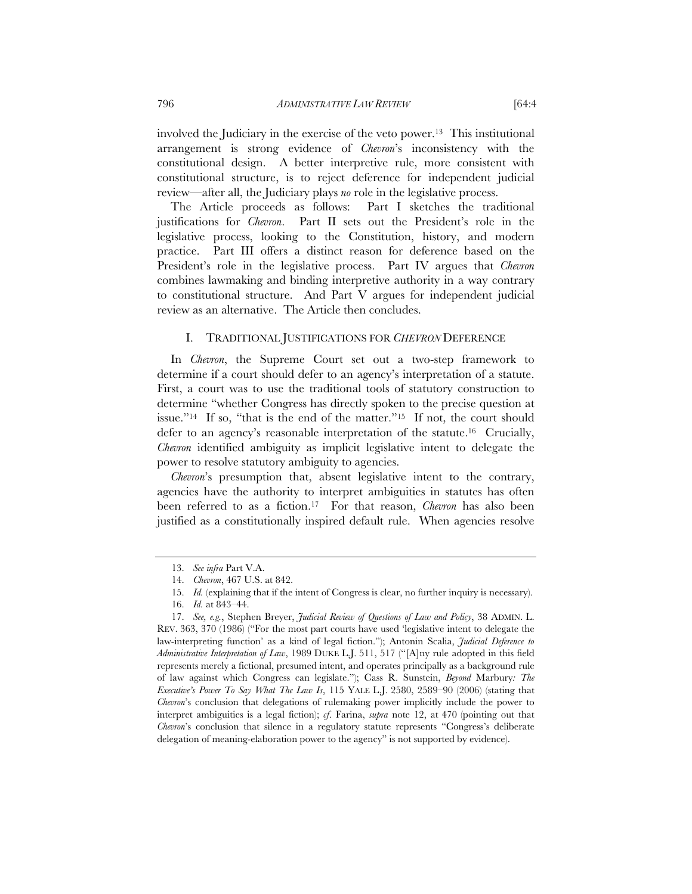involved the Judiciary in the exercise of the veto power.[13] This institutional arrangement is strong evidence of *Chevron*'s inconsistency with the constitutional design. A better interpretive rule, more consistent with constitutional structure, is to reject deference for independent judicial review—after all, the Judiciary plays *no* role in the legislative process.

The Article proceeds as follows: Part I sketches the traditional justifications for *Chevron*. Part II sets out the President's role in the legislative process, looking to the Constitution, history, and modern practice. Part III offers a distinct reason for deference based on the President's role in the legislative process. Part IV argues that *Chevron* combines lawmaking and binding interpretive authority in a way contrary to constitutional structure. And Part V argues for independent judicial review as an alternative. The Article then concludes.

## I. TRADITIONAL JUSTIFICATIONS FOR *CHEVRON* DEFERENCE

In *Chevron*, the Supreme Court set out a two-step framework to determine if a court should defer to an agency's interpretation of a statute. First, a court was to use the traditional tools of statutory construction to determine "whether Congress has directly spoken to the precise question at issue."[14] If so, "that is the end of the matter."[15] If not, the court should defer to an agency's reasonable interpretation of the statute.[16] Crucially, *Chevron* identified ambiguity as implicit legislative intent to delegate the power to resolve statutory ambiguity to agencies.

*Chevron*'s presumption that, absent legislative intent to the contrary, agencies have the authority to interpret ambiguities in statutes has often been referred to as a fiction.[17] For that reason, *Chevron* has also been justified as a constitutionally inspired default rule. When agencies resolve

---

13. *See infra* Part V.A.

14. *Chevron*, 467 U.S. at 842.

15. *Id.* (explaining that if the intent of Congress is clear, no further inquiry is necessary).

16. *Id.* at 843–44.

17. *See, e.g.*, Stephen Breyer, *Judicial Review of Questions of Law and Policy*, 38 ADMIN. L. REV. 363, 370 (1986) ("For the most part courts have used 'legislative intent to delegate the law-interpreting function' as a kind of legal fiction."); Antonin Scalia, *Judicial Deference to Administrative Interpretation of Law*, 1989 DUKE L.J. 511, 517 ("[A]ny rule adopted in this field represents merely a fictional, presumed intent, and operates principally as a background rule of law against which Congress can legislate."); Cass R. Sunstein, *Beyond* Marbury*: The Executive's Power To Say What The Law Is*, 115 YALE L.J. 2580, 2589–90 (2006) (stating that *Chevron*'s conclusion that delegations of rulemaking power implicitly include the power to interpret ambiguities is a legal fiction); *cf.* Farina, *supra* note 12, at 470 (pointing out that *Chevron*'s conclusion that silence in a regulatory statute represents "Congress's deliberate delegation of meaning-elaboration power to the agency" is not supported by evidence).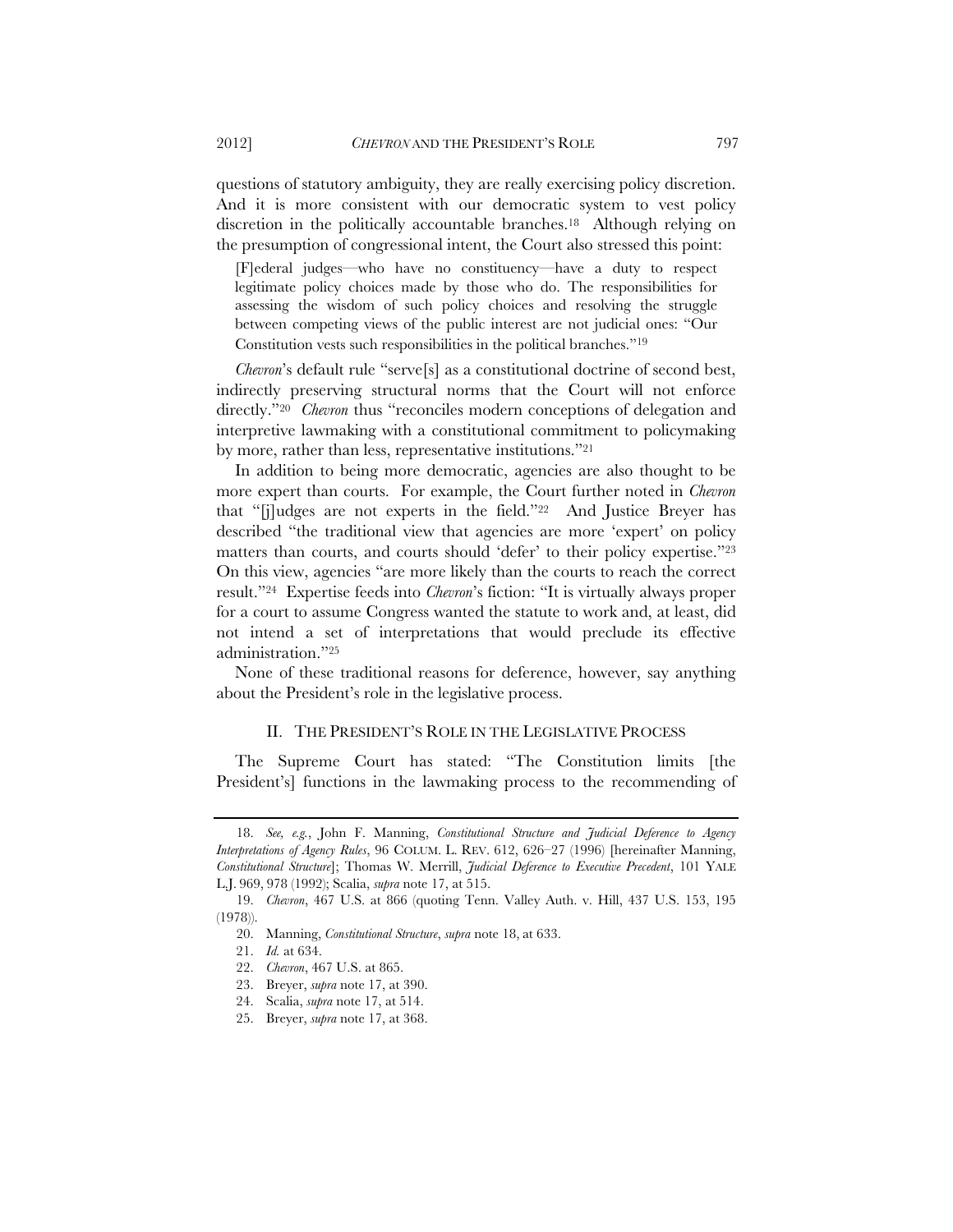questions of statutory ambiguity, they are really exercising policy discretion. And it is more consistent with our democratic system to vest policy discretion in the politically accountable branches.[18] Although relying on the presumption of congressional intent, the Court also stressed this point:

> [F]ederal judges—who have no constituency—have a duty to respect legitimate policy choices made by those who do. The responsibilities for assessing the wisdom of such policy choices and resolving the struggle between competing views of the public interest are not judicial ones: "Our Constitution vests such responsibilities in the political branches."[19]

*Chevron*'s default rule "serve[s] as a constitutional doctrine of second best, indirectly preserving structural norms that the Court will not enforce directly."[20] *Chevron* thus "reconciles modern conceptions of delegation and interpretive lawmaking with a constitutional commitment to policymaking by more, rather than less, representative institutions."[21]

In addition to being more democratic, agencies are also thought to be more expert than courts. For example, the Court further noted in *Chevron* that "[j]udges are not experts in the field."[22] And Justice Breyer has described "the traditional view that agencies are more 'expert' on policy matters than courts, and courts should 'defer' to their policy expertise."[23] On this view, agencies "are more likely than the courts to reach the correct result."[24] Expertise feeds into *Chevron*'s fiction: "It is virtually always proper for a court to assume Congress wanted the statute to work and, at least, did not intend a set of interpretations that would preclude its effective administration."[25]

None of these traditional reasons for deference, however, say anything about the President's role in the legislative process.

## II. THE PRESIDENT'S ROLE IN THE LEGISLATIVE PROCESS

The Supreme Court has stated: "The Constitution limits [the President's] functions in the lawmaking process to the recommending of

---

18. *See, e.g.*, John F. Manning, *Constitutional Structure and Judicial Deference to Agency Interpretations of Agency Rules*, 96 COLUM. L. REV. 612, 626–27 (1996) [hereinafter Manning, *Constitutional Structure*]; Thomas W. Merrill, *Judicial Deference to Executive Precedent*, 101 YALE L.J. 969, 978 (1992); Scalia, *supra* note 17, at 515.

19. *Chevron*, 467 U.S. at 866 (quoting Tenn. Valley Auth. v. Hill, 437 U.S. 153, 195 (1978)).

20. Manning, *Constitutional Structure*, *supra* note 18, at 633.

21. *Id.* at 634.

22. *Chevron*, 467 U.S. at 865.

23. Breyer, *supra* note 17, at 390.

24. Scalia, *supra* note 17, at 514.

25. Breyer, *supra* note 17, at 368.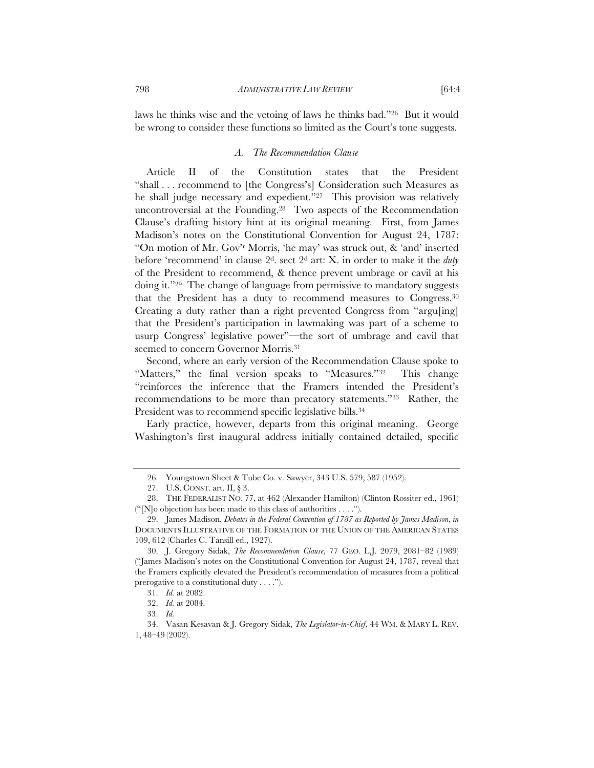laws he thinks wise and the vetoing of laws he thinks bad."[26] But it would be wrong to consider these functions so limited as the Court's tone suggests.

### *A. The Recommendation Clause*

Article II of the Constitution states that the President "shall . . . recommend to [the Congress's] Consideration such Measures as he shall judge necessary and expedient."[27] This provision was relatively uncontroversial at the Founding.[28] Two aspects of the Recommendation Clause's drafting history hint at its original meaning. First, from James Madison's notes on the Constitutional Convention for August 24, 1787: "On motion of Mr. Gov'r Morris, 'he may' was struck out, & 'and' inserted before 'recommend' in clause 2d. sect 2d art: X. in order to make it the *duty* of the President to recommend, & thence prevent umbrage or cavil at his doing it."[29] The change of language from permissive to mandatory suggests that the President has a duty to recommend measures to Congress.[30] Creating a duty rather than a right prevented Congress from "argu[ing] that the President's participation in lawmaking was part of a scheme to usurp Congress' legislative power"—the sort of umbrage and cavil that seemed to concern Governor Morris.[31]

Second, where an early version of the Recommendation Clause spoke to "Matters," the final version speaks to "Measures."[32] This change "reinforces the inference that the Framers intended the President's recommendations to be more than precatory statements."[33] Rather, the President was to recommend specific legislative bills.[34]

Early practice, however, departs from this original meaning. George Washington's first inaugural address initially contained detailed, specific

---

26. Youngstown Sheet & Tube Co. v. Sawyer, 343 U.S. 579, 587 (1952).

27. U.S. CONST. art. II, § 3.

28. THE FEDERALIST NO. 77, at 462 (Alexander Hamilton) (Clinton Rossiter ed., 1961) ("[N]o objection has been made to this class of authorities . . . .").

29. James Madison, *Debates in the Federal Convention of 1787 as Reported by James Madison*, *in* DOCUMENTS ILLUSTRATIVE OF THE FORMATION OF THE UNION OF THE AMERICAN STATES 109, 612 (Charles C. Tansill ed., 1927).

30. J. Gregory Sidak, *The Recommendation Clause*, 77 GEO. L.J. 2079, 2081–82 (1989) ("James Madison's notes on the Constitutional Convention for August 24, 1787, reveal that the Framers explicitly elevated the President's recommendation of measures from a political prerogative to a constitutional duty . . . .").

31. *Id.* at 2082.

32. *Id.* at 2084.

33. *Id.*

34. Vasan Kesavan & J. Gregory Sidak, *The Legislator-in-Chief*, 44 WM. & MARY L. REV. 1, 48–49 (2002).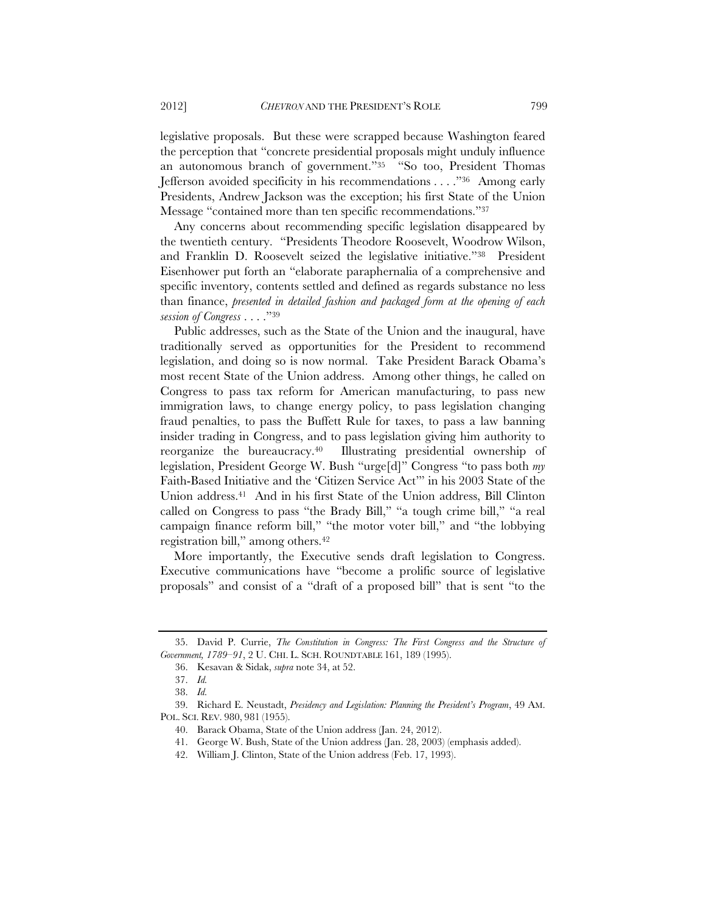legislative proposals. But these were scrapped because Washington feared the perception that "concrete presidential proposals might unduly influence an autonomous branch of government."[35] "So too, President Thomas Jefferson avoided specificity in his recommendations . . . ."[36] Among early Presidents, Andrew Jackson was the exception; his first State of the Union Message "contained more than ten specific recommendations."[37]

Any concerns about recommending specific legislation disappeared by the twentieth century. "Presidents Theodore Roosevelt, Woodrow Wilson, and Franklin D. Roosevelt seized the legislative initiative."[38] President Eisenhower put forth an "elaborate paraphernalia of a comprehensive and specific inventory, contents settled and defined as regards substance no less than finance, *presented in detailed fashion and packaged form at the opening of each session of Congress* . . . ."[39]

Public addresses, such as the State of the Union and the inaugural, have traditionally served as opportunities for the President to recommend legislation, and doing so is now normal. Take President Barack Obama's most recent State of the Union address. Among other things, he called on Congress to pass tax reform for American manufacturing, to pass new immigration laws, to change energy policy, to pass legislation changing fraud penalties, to pass the Buffett Rule for taxes, to pass a law banning insider trading in Congress, and to pass legislation giving him authority to reorganize the bureaucracy.[40] Illustrating presidential ownership of legislation, President George W. Bush "urge[d]" Congress "to pass both *my* Faith-Based Initiative and the 'Citizen Service Act'" in his 2003 State of the Union address.[41] And in his first State of the Union address, Bill Clinton called on Congress to pass "the Brady Bill," "a tough crime bill," "a real campaign finance reform bill," "the motor voter bill," and "the lobbying registration bill," among others.[42]

More importantly, the Executive sends draft legislation to Congress. Executive communications have "become a prolific source of legislative proposals" and consist of a "draft of a proposed bill" that is sent "to the

---

35. David P. Currie, *The Constitution in Congress: The First Congress and the Structure of Government, 1789–91*, 2 U. CHI. L. SCH. ROUNDTABLE 161, 189 (1995).

36. Kesavan & Sidak, *supra* note 34, at 52.

37. *Id.*

38. *Id.*

39. Richard E. Neustadt, *Presidency and Legislation: Planning the President's Program*, 49 AM. POL. SCI. REV. 980, 981 (1955).

40. Barack Obama, State of the Union address (Jan. 24, 2012).

41. George W. Bush, State of the Union address (Jan. 28, 2003) (emphasis added).

42. William J. Clinton, State of the Union address (Feb. 17, 1993).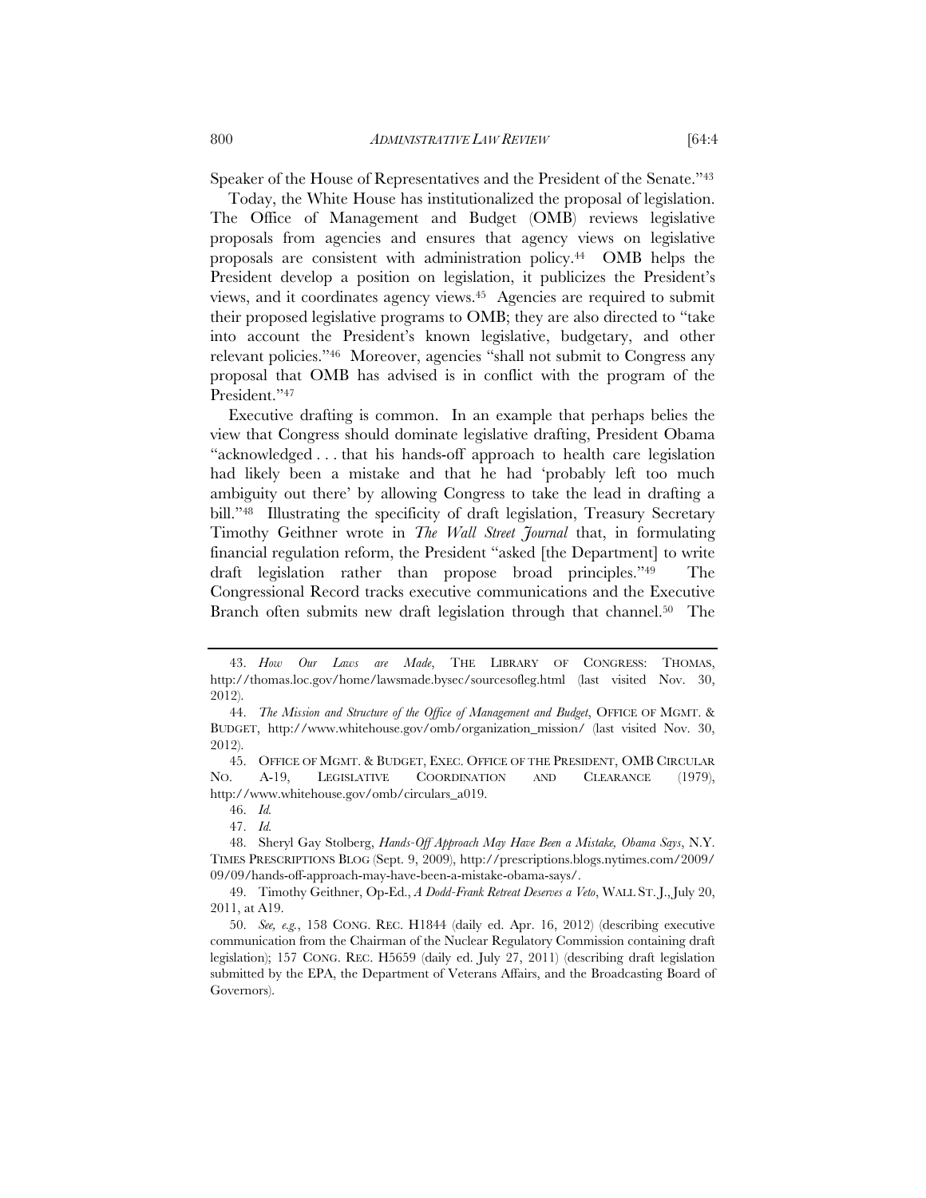Speaker of the House of Representatives and the President of the Senate."[43]

Today, the White House has institutionalized the proposal of legislation. The Office of Management and Budget (OMB) reviews legislative proposals from agencies and ensures that agency views on legislative proposals are consistent with administration policy.[44] OMB helps the President develop a position on legislation, it publicizes the President's views, and it coordinates agency views.[45] Agencies are required to submit their proposed legislative programs to OMB; they are also directed to "take into account the President's known legislative, budgetary, and other relevant policies."[46] Moreover, agencies "shall not submit to Congress any proposal that OMB has advised is in conflict with the program of the President."[47]

Executive drafting is common. In an example that perhaps belies the view that Congress should dominate legislative drafting, President Obama "acknowledged . . . that his hands-off approach to health care legislation had likely been a mistake and that he had 'probably left too much ambiguity out there' by allowing Congress to take the lead in drafting a bill."[48] Illustrating the specificity of draft legislation, Treasury Secretary Timothy Geithner wrote in *The Wall Street Journal* that, in formulating financial regulation reform, the President "asked [the Department] to write draft legislation rather than propose broad principles."[49] The Congressional Record tracks executive communications and the Executive Branch often submits new draft legislation through that channel.[50] The

---

43. *How Our Laws are Made*, THE LIBRARY OF CONGRESS: THOMAS, http://thomas.loc.gov/home/lawsmade.bysec/sourcesofleg.html (last visited Nov. 30, 2012).

44. *The Mission and Structure of the Office of Management and Budget*, OFFICE OF MGMT. & BUDGET, http://www.whitehouse.gov/omb/organization_mission/ (last visited Nov. 30, 2012).

45. OFFICE OF MGMT. & BUDGET, EXEC. OFFICE OF THE PRESIDENT, OMB CIRCULAR NO. A-19, LEGISLATIVE COORDINATION AND CLEARANCE (1979), http://www.whitehouse.gov/omb/circulars_a019.

46. *Id.*

47. *Id.*

48. Sheryl Gay Stolberg, *Hands-Off Approach May Have Been a Mistake, Obama Says*, N.Y. TIMES PRESCRIPTIONS BLOG (Sept. 9, 2009), http://prescriptions.blogs.nytimes.com/2009/09/09/hands-off-approach-may-have-been-a-mistake-obama-says/.

49. Timothy Geithner, Op-Ed., *A Dodd-Frank Retreat Deserves a Veto*, WALL ST. J., July 20, 2011, at A19.

50. *See, e.g.*, 158 CONG. REC. H1844 (daily ed. Apr. 16, 2012) (describing executive communication from the Chairman of the Nuclear Regulatory Commission containing draft legislation); 157 CONG. REC. H5659 (daily ed. July 27, 2011) (describing draft legislation submitted by the EPA, the Department of Veterans Affairs, and the Broadcasting Board of Governors).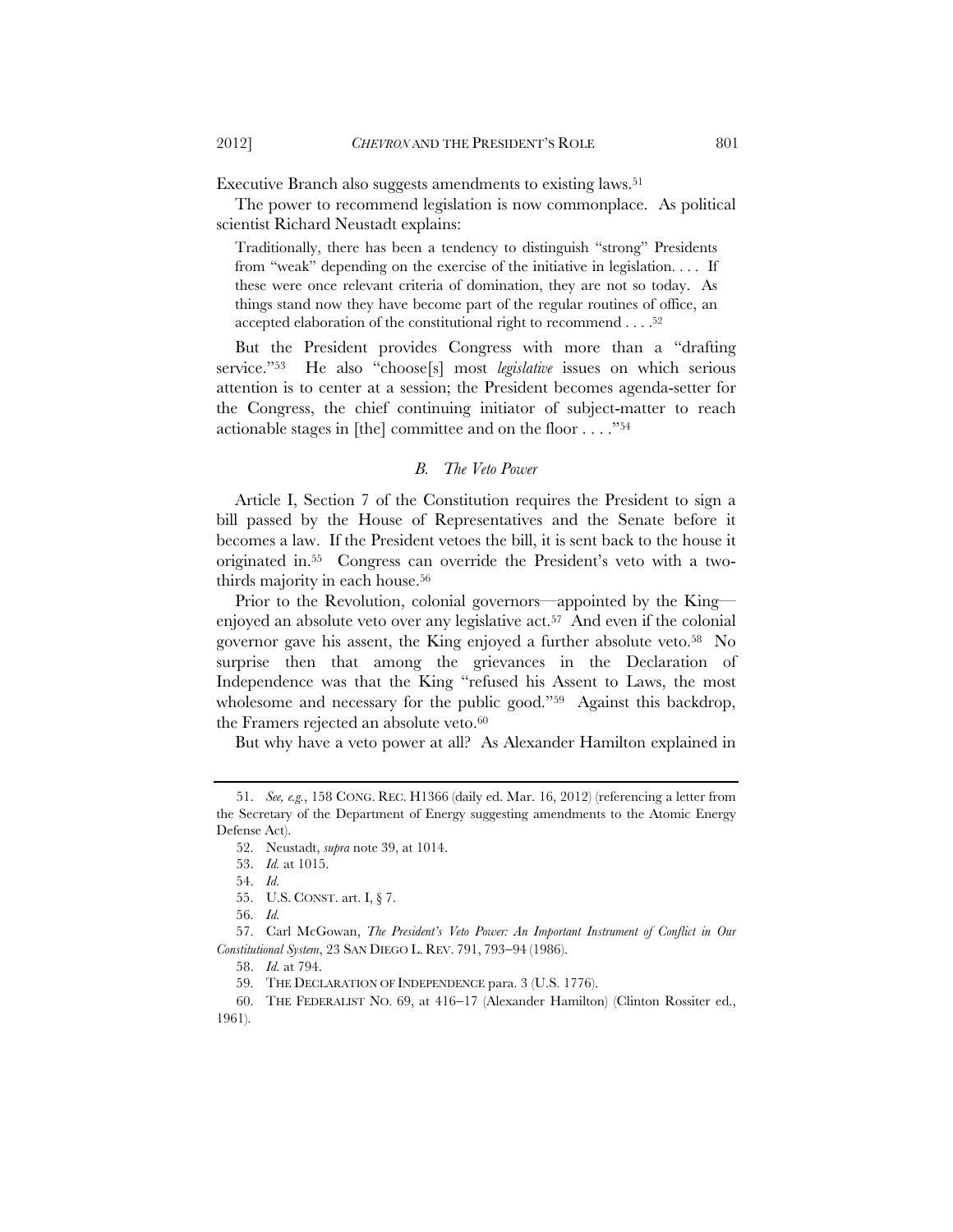Executive Branch also suggests amendments to existing laws.[51]

The power to recommend legislation is now commonplace. As political scientist Richard Neustadt explains:

> Traditionally, there has been a tendency to distinguish "strong" Presidents from "weak" depending on the exercise of the initiative in legislation. . . . If these were once relevant criteria of domination, they are not so today. As things stand now they have become part of the regular routines of office, an accepted elaboration of the constitutional right to recommend . . . .[52]

But the President provides Congress with more than a "drafting service."[53] He also "choose[s] most *legislative* issues on which serious attention is to center at a session; the President becomes agenda-setter for the Congress, the chief continuing initiator of subject-matter to reach actionable stages in [the] committee and on the floor . . . ."[54]

### *B. The Veto Power*

Article I, Section 7 of the Constitution requires the President to sign a bill passed by the House of Representatives and the Senate before it becomes a law. If the President vetoes the bill, it is sent back to the house it originated in.[55] Congress can override the President's veto with a two-thirds majority in each house.[56]

Prior to the Revolution, colonial governors—appointed by the King—enjoyed an absolute veto over any legislative act.[57] And even if the colonial governor gave his assent, the King enjoyed a further absolute veto.[58] No surprise then that among the grievances in the Declaration of Independence was that the King "refused his Assent to Laws, the most wholesome and necessary for the public good."[59] Against this backdrop, the Framers rejected an absolute veto.[60]

But why have a veto power at all? As Alexander Hamilton explained in

---

51. *See, e.g.*, 158 CONG. REC. H1366 (daily ed. Mar. 16, 2012) (referencing a letter from the Secretary of the Department of Energy suggesting amendments to the Atomic Energy Defense Act).

52. Neustadt, *supra* note 39, at 1014.

53. *Id.* at 1015.

54. *Id.*

55. U.S. CONST. art. I, § 7.

56. *Id.*

57. Carl McGowan, *The President's Veto Power: An Important Instrument of Conflict in Our Constitutional System*, 23 SAN DIEGO L. REV. 791, 793–94 (1986).

58. *Id.* at 794.

59. THE DECLARATION OF INDEPENDENCE para. 3 (U.S. 1776).

60. THE FEDERALIST NO. 69, at 416–17 (Alexander Hamilton) (Clinton Rossiter ed., 1961).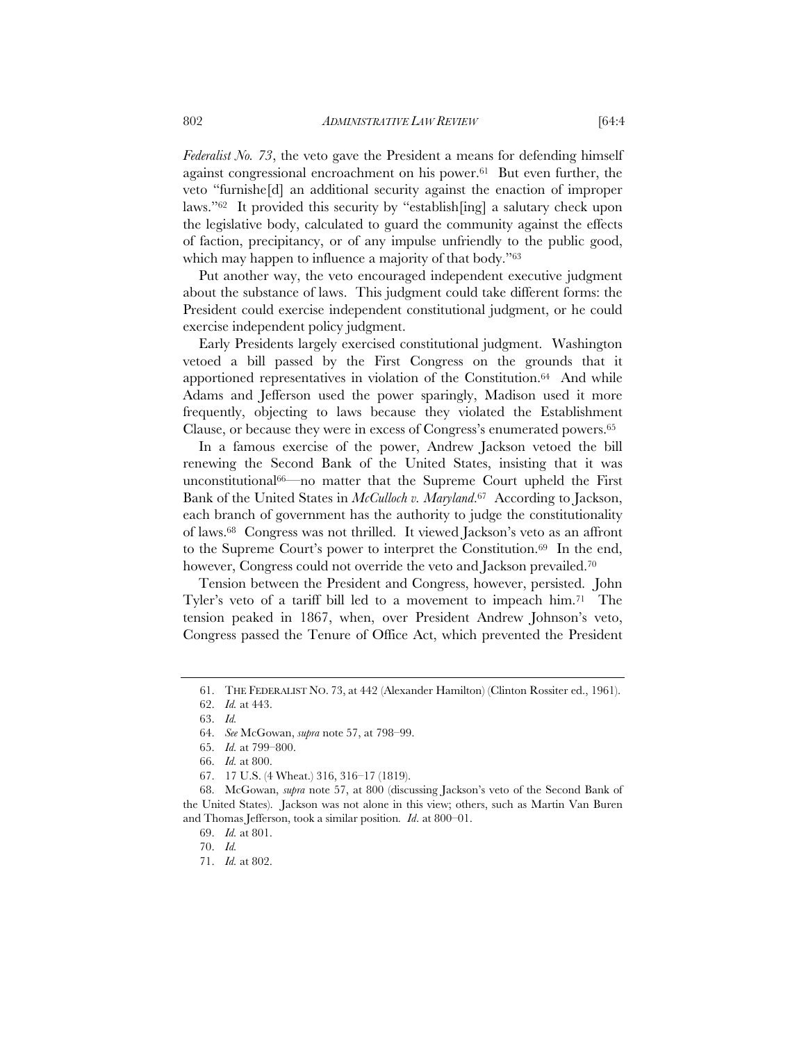*Federalist No. 73*, the veto gave the President a means for defending himself against congressional encroachment on his power.[61] But even further, the veto "furnishe[d] an additional security against the enaction of improper laws."[62] It provided this security by "establish[ing] a salutary check upon the legislative body, calculated to guard the community against the effects of faction, precipitancy, or of any impulse unfriendly to the public good, which may happen to influence a majority of that body."[63]

Put another way, the veto encouraged independent executive judgment about the substance of laws. This judgment could take different forms: the President could exercise independent constitutional judgment, or he could exercise independent policy judgment.

Early Presidents largely exercised constitutional judgment. Washington vetoed a bill passed by the First Congress on the grounds that it apportioned representatives in violation of the Constitution.[64] And while Adams and Jefferson used the power sparingly, Madison used it more frequently, objecting to laws because they violated the Establishment Clause, or because they were in excess of Congress's enumerated powers.[65]

In a famous exercise of the power, Andrew Jackson vetoed the bill renewing the Second Bank of the United States, insisting that it was unconstitutional[66]—no matter that the Supreme Court upheld the First Bank of the United States in *McCulloch v. Maryland*.[67] According to Jackson, each branch of government has the authority to judge the constitutionality of laws.[68] Congress was not thrilled. It viewed Jackson's veto as an affront to the Supreme Court's power to interpret the Constitution.[69] In the end, however, Congress could not override the veto and Jackson prevailed.[70]

Tension between the President and Congress, however, persisted. John Tyler's veto of a tariff bill led to a movement to impeach him.[71] The tension peaked in 1867, when, over President Andrew Johnson's veto, Congress passed the Tenure of Office Act, which prevented the President

---

61. THE FEDERALIST NO. 73, at 442 (Alexander Hamilton) (Clinton Rossiter ed., 1961).

62. *Id.* at 443.

63. *Id.*

64. *See* McGowan, *supra* note 57, at 798–99.

65. *Id.* at 799–800.

66. *Id.* at 800.

67. 17 U.S. (4 Wheat.) 316, 316–17 (1819).

68. McGowan, *supra* note 57, at 800 (discussing Jackson's veto of the Second Bank of the United States). Jackson was not alone in this view; others, such as Martin Van Buren and Thomas Jefferson, took a similar position. *Id.* at 800–01.

69. *Id.* at 801.

70. *Id.*

71. *Id.* at 802.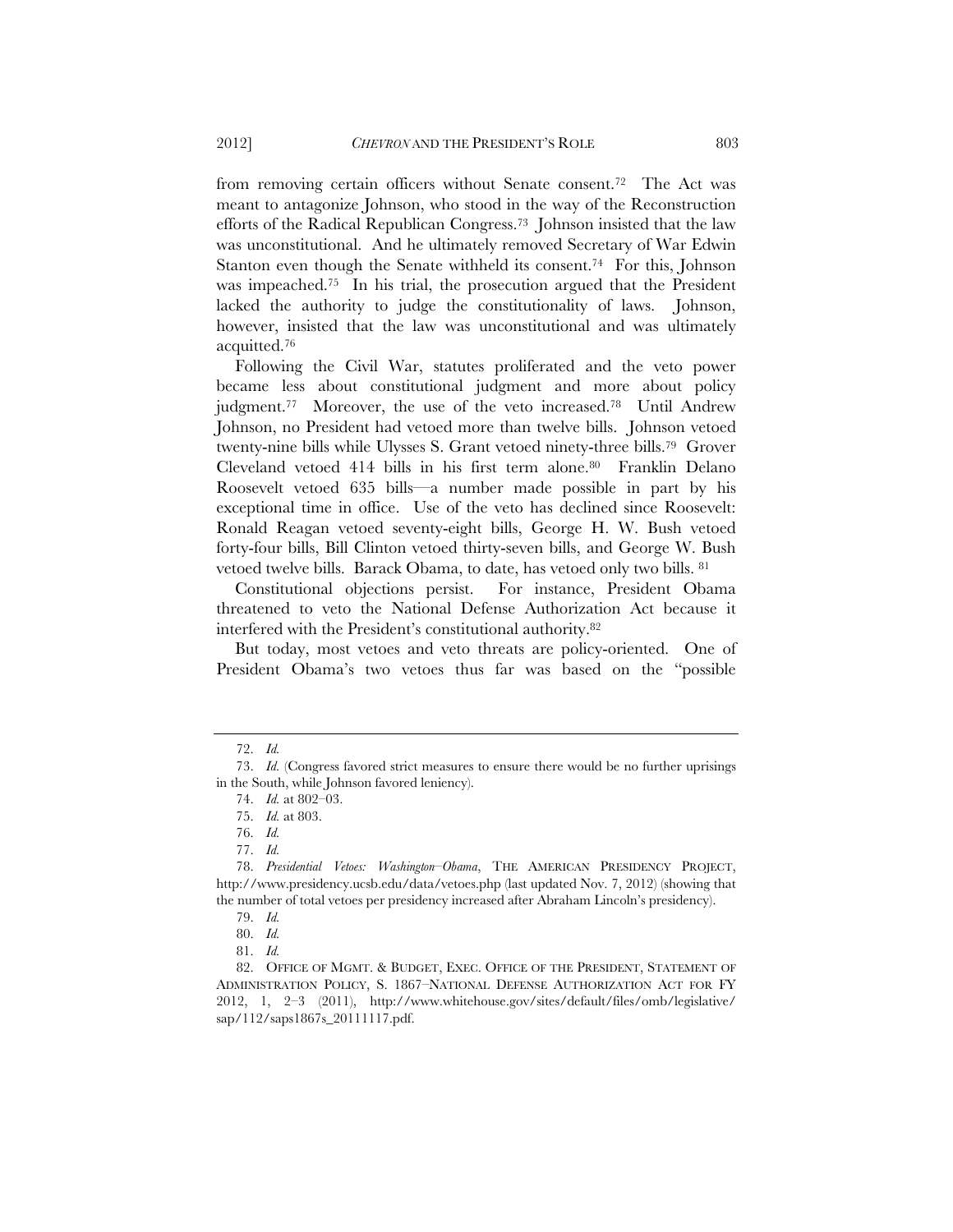from removing certain officers without Senate consent.[72] The Act was meant to antagonize Johnson, who stood in the way of the Reconstruction efforts of the Radical Republican Congress.[73] Johnson insisted that the law was unconstitutional. And he ultimately removed Secretary of War Edwin Stanton even though the Senate withheld its consent.[74] For this, Johnson was impeached.[75] In his trial, the prosecution argued that the President lacked the authority to judge the constitutionality of laws. Johnson, however, insisted that the law was unconstitutional and was ultimately acquitted.[76]

Following the Civil War, statutes proliferated and the veto power became less about constitutional judgment and more about policy judgment.[77] Moreover, the use of the veto increased.[78] Until Andrew Johnson, no President had vetoed more than twelve bills. Johnson vetoed twenty-nine bills while Ulysses S. Grant vetoed ninety-three bills.[79] Grover Cleveland vetoed 414 bills in his first term alone.[80] Franklin Delano Roosevelt vetoed 635 bills—a number made possible in part by his exceptional time in office. Use of the veto has declined since Roosevelt: Ronald Reagan vetoed seventy-eight bills, George H. W. Bush vetoed forty-four bills, Bill Clinton vetoed thirty-seven bills, and George W. Bush vetoed twelve bills. Barack Obama, to date, has vetoed only two bills. [81]

Constitutional objections persist. For instance, President Obama threatened to veto the National Defense Authorization Act because it interfered with the President's constitutional authority.[82]

But today, most vetoes and veto threats are policy-oriented. One of President Obama's two vetoes thus far was based on the "possible

---

72. *Id.*

73. *Id.* (Congress favored strict measures to ensure there would be no further uprisings in the South, while Johnson favored leniency).

74. *Id.* at 802–03.

75. *Id.* at 803.

76. *Id.*

77. *Id.*

78. *Presidential Vetoes: Washington–Obama*, THE AMERICAN PRESIDENCY PROJECT, http://www.presidency.ucsb.edu/data/vetoes.php (last updated Nov. 7, 2012) (showing that the number of total vetoes per presidency increased after Abraham Lincoln's presidency).

79. *Id.*

80. *Id.*

81. *Id.*

82. OFFICE OF MGMT. & BUDGET, EXEC. OFFICE OF THE PRESIDENT, STATEMENT OF ADMINISTRATION POLICY, S. 1867–NATIONAL DEFENSE AUTHORIZATION ACT FOR FY 2012, 1, 2–3 (2011), http://www.whitehouse.gov/sites/default/files/omb/legislative/sap/112/saps1867s_20111117.pdf.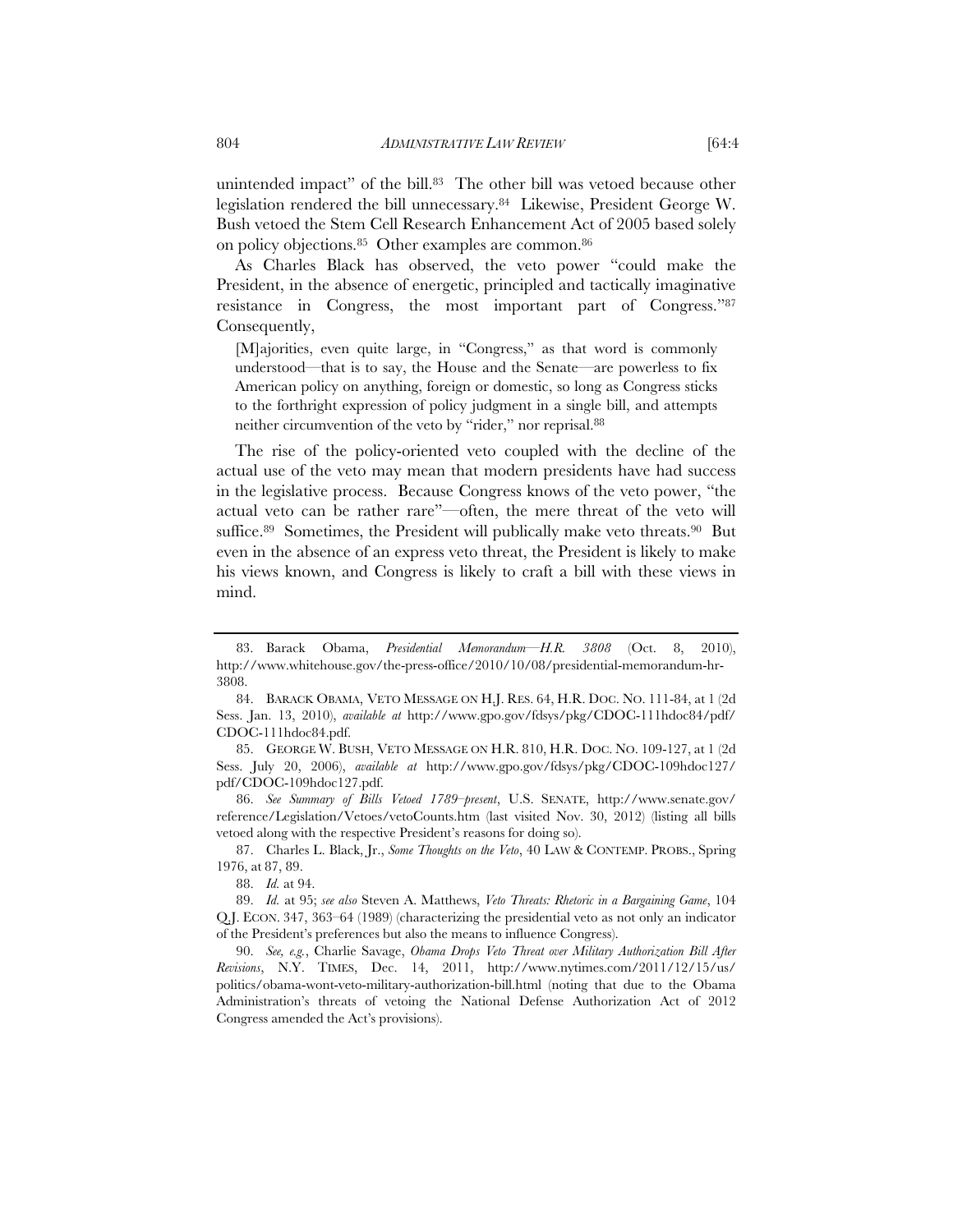unintended impact" of the bill.[83] The other bill was vetoed because other legislation rendered the bill unnecessary.[84] Likewise, President George W. Bush vetoed the Stem Cell Research Enhancement Act of 2005 based solely on policy objections.[85] Other examples are common.[86]

As Charles Black has observed, the veto power "could make the President, in the absence of energetic, principled and tactically imaginative resistance in Congress, the most important part of Congress."[87] Consequently,

> [M]ajorities, even quite large, in "Congress," as that word is commonly understood—that is to say, the House and the Senate—are powerless to fix American policy on anything, foreign or domestic, so long as Congress sticks to the forthright expression of policy judgment in a single bill, and attempts neither circumvention of the veto by "rider," nor reprisal.[88]

The rise of the policy-oriented veto coupled with the decline of the actual use of the veto may mean that modern presidents have had success in the legislative process. Because Congress knows of the veto power, "the actual veto can be rather rare"—often, the mere threat of the veto will suffice.[89] Sometimes, the President will publically make veto threats.[90] But even in the absence of an express veto threat, the President is likely to make his views known, and Congress is likely to craft a bill with these views in mind.

---

83. Barack Obama, *Presidential Memorandum—H.R. 3808* (Oct. 8, 2010), http://www.whitehouse.gov/the-press-office/2010/10/08/presidential-memorandum-hr-3808.

84. BARACK OBAMA, VETO MESSAGE ON H.J. RES. 64, H.R. DOC. NO. 111-84, at 1 (2d Sess. Jan. 13, 2010), *available at* http://www.gpo.gov/fdsys/pkg/CDOC-111hdoc84/pdf/CDOC-111hdoc84.pdf.

85. GEORGE W. BUSH, VETO MESSAGE ON H.R. 810, H.R. DOC. NO. 109-127, at 1 (2d Sess. July 20, 2006), *available at* http://www.gpo.gov/fdsys/pkg/CDOC-109hdoc127/pdf/CDOC-109hdoc127.pdf.

86. *See Summary of Bills Vetoed 1789–present*, U.S. SENATE, http://www.senate.gov/reference/Legislation/Vetoes/vetoCounts.htm (last visited Nov. 30, 2012) (listing all bills vetoed along with the respective President's reasons for doing so).

87. Charles L. Black, Jr., *Some Thoughts on the Veto*, 40 LAW & CONTEMP. PROBS., Spring 1976, at 87, 89.

88. *Id.* at 94.

89. *Id.* at 95; *see also* Steven A. Matthews, *Veto Threats: Rhetoric in a Bargaining Game*, 104 Q.J. ECON. 347, 363–64 (1989) (characterizing the presidential veto as not only an indicator of the President's preferences but also the means to influence Congress).

90. *See, e.g.*, Charlie Savage, *Obama Drops Veto Threat over Military Authorization Bill After Revisions*, N.Y. TIMES, Dec. 14, 2011, http://www.nytimes.com/2011/12/15/us/politics/obama-wont-veto-military-authorization-bill.html (noting that due to the Obama Administration's threats of vetoing the National Defense Authorization Act of 2012 Congress amended the Act's provisions).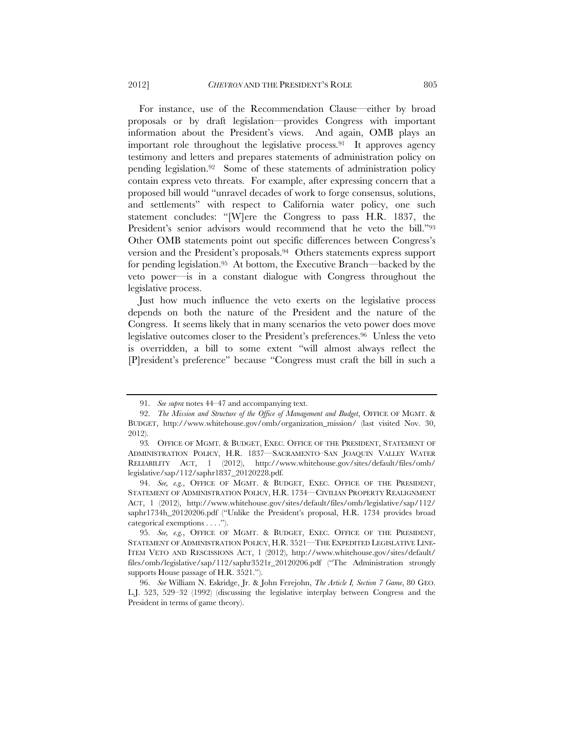For instance, use of the Recommendation Clause—either by broad proposals or by draft legislation—provides Congress with important information about the President's views. And again, OMB plays an important role throughout the legislative process.[91] It approves agency testimony and letters and prepares statements of administration policy on pending legislation.[92] Some of these statements of administration policy contain express veto threats. For example, after expressing concern that a proposed bill would "unravel decades of work to forge consensus, solutions, and settlements" with respect to California water policy, one such statement concludes: "[W]ere the Congress to pass H.R. 1837, the President's senior advisors would recommend that he veto the bill."[93] Other OMB statements point out specific differences between Congress's version and the President's proposals.[94] Others statements express support for pending legislation.[95] At bottom, the Executive Branch—backed by the veto power—is in a constant dialogue with Congress throughout the legislative process.

Just how much influence the veto exerts on the legislative process depends on both the nature of the President and the nature of the Congress. It seems likely that in many scenarios the veto power does move legislative outcomes closer to the President's preferences.[96] Unless the veto is overridden, a bill to some extent "will almost always reflect the [P]resident's preference" because "Congress must craft the bill in such a

---

91. *See supra* notes 44–47 and accompanying text.

92. *The Mission and Structure of the Office of Management and Budget*, OFFICE OF MGMT. & BUDGET, http://www.whitehouse.gov/omb/organization_mission/ (last visited Nov. 30, 2012).

93. OFFICE OF MGMT. & BUDGET, EXEC. OFFICE OF THE PRESIDENT, STATEMENT OF ADMINISTRATION POLICY, H.R. 1837—SACRAMENTO–SAN JOAQUIN VALLEY WATER RELIABILITY ACT, 1 (2012), http://www.whitehouse.gov/sites/default/files/omb/legislative/sap/112/saphr1837_20120228.pdf.

94. *See, e.g.*, OFFICE OF MGMT. & BUDGET, EXEC. OFFICE OF THE PRESIDENT, STATEMENT OF ADMINISTRATION POLICY, H.R. 1734—CIVILIAN PROPERTY REALIGNMENT ACT, 1 (2012), http://www.whitehouse.gov/sites/default/files/omb/legislative/sap/112/saphr1734h_20120206.pdf ("Unlike the President's proposal, H.R. 1734 provides broad categorical exemptions . . . .").

95. *See, e.g.*, OFFICE OF MGMT. & BUDGET, EXEC. OFFICE OF THE PRESIDENT, STATEMENT OF ADMINISTRATION POLICY, H.R. 3521—THE EXPEDITED LEGISLATIVE LINE-ITEM VETO AND RESCISSIONS ACT, 1 (2012), http://www.whitehouse.gov/sites/default/files/omb/legislative/sap/112/saphr3521r_20120206.pdf ("The Administration strongly supports House passage of H.R. 3521.").

96. *See* William N. Eskridge, Jr. & John Ferejohn, *The Article I, Section 7 Game*, 80 GEO. L.J. 523, 529–32 (1992) (discussing the legislative interplay between Congress and the President in terms of game theory).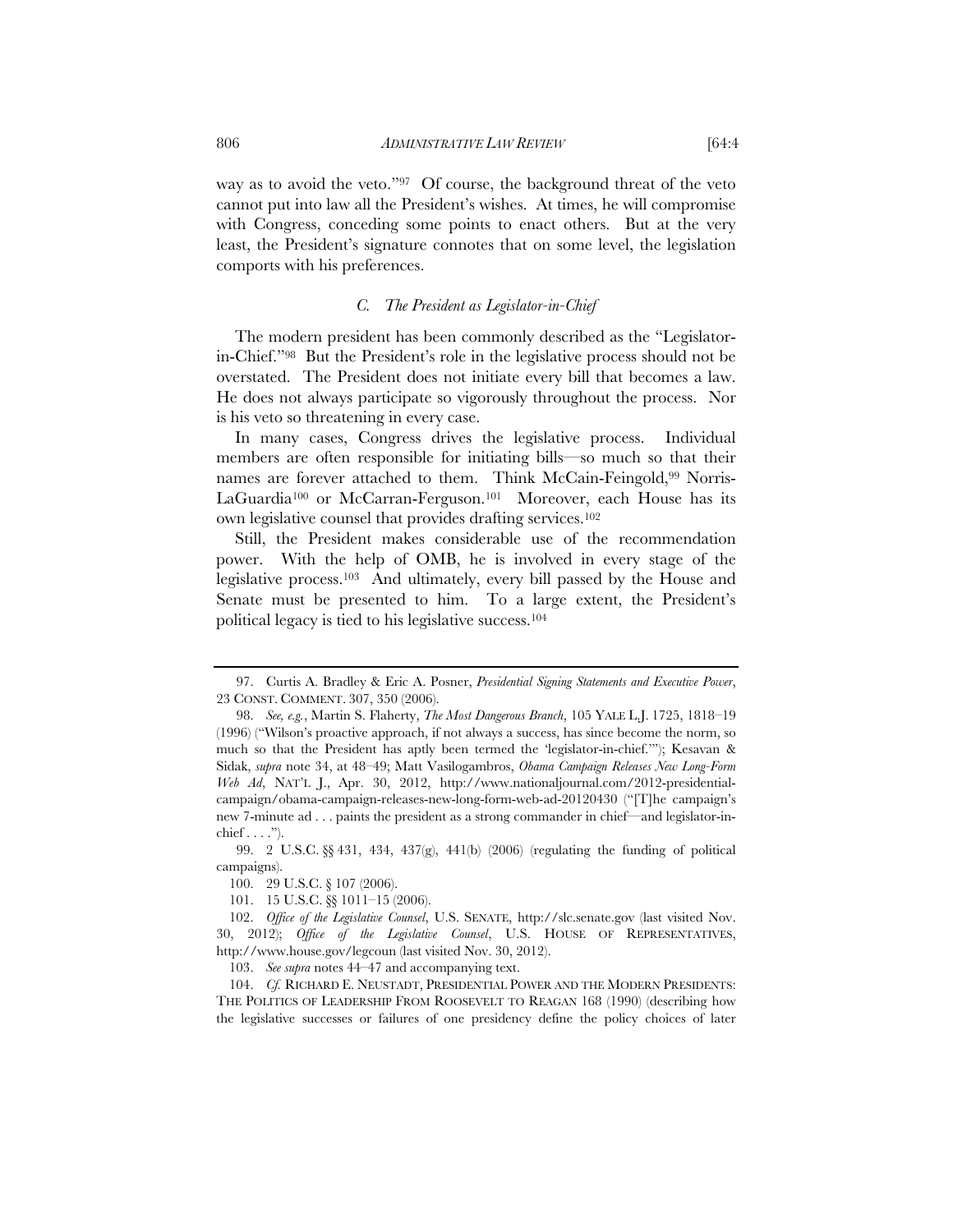way as to avoid the veto."[97] Of course, the background threat of the veto cannot put into law all the President's wishes. At times, he will compromise with Congress, conceding some points to enact others. But at the very least, the President's signature connotes that on some level, the legislation comports with his preferences.

### C. *The President as Legislator-in-Chief*

The modern president has been commonly described as the "Legislator-in-Chief."[98] But the President's role in the legislative process should not be overstated. The President does not initiate every bill that becomes a law. He does not always participate so vigorously throughout the process. Nor is his veto so threatening in every case.

In many cases, Congress drives the legislative process. Individual members are often responsible for initiating bills—so much so that their names are forever attached to them. Think McCain-Feingold,[99] Norris-LaGuardia[100] or McCarran-Ferguson.[101] Moreover, each House has its own legislative counsel that provides drafting services.[102]

Still, the President makes considerable use of the recommendation power. With the help of OMB, he is involved in every stage of the legislative process.[103] And ultimately, every bill passed by the House and Senate must be presented to him. To a large extent, the President's political legacy is tied to his legislative success.[104]

---

97. Curtis A. Bradley & Eric A. Posner, *Presidential Signing Statements and Executive Power*, 23 CONST. COMMENT. 307, 350 (2006).

98. *See, e.g.*, Martin S. Flaherty, *The Most Dangerous Branch*, 105 YALE L.J. 1725, 1818–19 (1996) ("Wilson's proactive approach, if not always a success, has since become the norm, so much so that the President has aptly been termed the 'legislator-in-chief.'"); Kesavan & Sidak, *supra* note 34, at 48–49; Matt Vasilogambros, *Obama Campaign Releases New Long-Form Web Ad*, NAT'L J., Apr. 30, 2012, http://www.nationaljournal.com/2012-presidential-campaign/obama-campaign-releases-new-long-form-web-ad-20120430 ("[T]he campaign's new 7-minute ad . . . paints the president as a strong commander in chief—and legislator-in-chief . . . .").

99. 2 U.S.C. §§ 431, 434, 437(g), 441(b) (2006) (regulating the funding of political campaigns).

100. 29 U.S.C. § 107 (2006).

101. 15 U.S.C. §§ 1011–15 (2006).

102. *Office of the Legislative Counsel*, U.S. SENATE, http://slc.senate.gov (last visited Nov. 30, 2012); *Office of the Legislative Counsel*, U.S. HOUSE OF REPRESENTATIVES, http://www.house.gov/legcoun (last visited Nov. 30, 2012).

103. *See supra* notes 44–47 and accompanying text.

104. *Cf.* RICHARD E. NEUSTADT, PRESIDENTIAL POWER AND THE MODERN PRESIDENTS: THE POLITICS OF LEADERSHIP FROM ROOSEVELT TO REAGAN 168 (1990) (describing how the legislative successes or failures of one presidency define the policy choices of later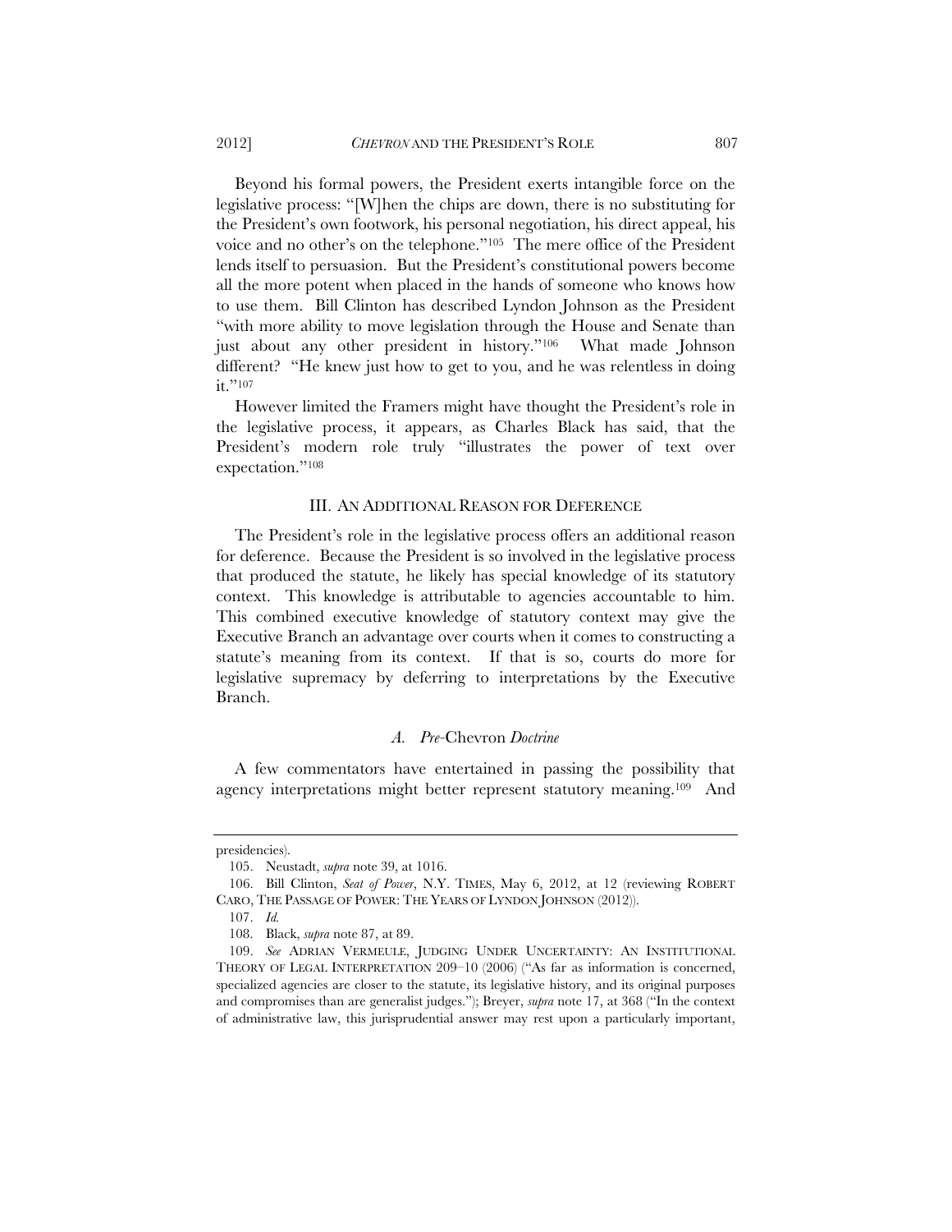Beyond his formal powers, the President exerts intangible force on the legislative process: "[W]hen the chips are down, there is no substituting for the President's own footwork, his personal negotiation, his direct appeal, his voice and no other's on the telephone."[105] The mere office of the President lends itself to persuasion. But the President's constitutional powers become all the more potent when placed in the hands of someone who knows how to use them. Bill Clinton has described Lyndon Johnson as the President "with more ability to move legislation through the House and Senate than just about any other president in history."[106] What made Johnson different? "He knew just how to get to you, and he was relentless in doing it."[107]

However limited the Framers might have thought the President's role in the legislative process, it appears, as Charles Black has said, that the President's modern role truly "illustrates the power of text over expectation."[108]

## III. AN ADDITIONAL REASON FOR DEFERENCE

The President's role in the legislative process offers an additional reason for deference. Because the President is so involved in the legislative process that produced the statute, he likely has special knowledge of its statutory context. This knowledge is attributable to agencies accountable to him. This combined executive knowledge of statutory context may give the Executive Branch an advantage over courts when it comes to constructing a statute's meaning from its context. If that is so, courts do more for legislative supremacy by deferring to interpretations by the Executive Branch.

### *A. Pre-*Chevron *Doctrine*

A few commentators have entertained in passing the possibility that agency interpretations might better represent statutory meaning.[109] And

---

presidencies).

105. Neustadt, *supra* note 39, at 1016.

106. Bill Clinton, *Seat of Power*, N.Y. TIMES, May 6, 2012, at 12 (reviewing ROBERT CARO, THE PASSAGE OF POWER: THE YEARS OF LYNDON JOHNSON (2012)).

107. *Id.*

108. Black, *supra* note 87, at 89.

109. *See* ADRIAN VERMEULE, JUDGING UNDER UNCERTAINTY: AN INSTITUTIONAL THEORY OF LEGAL INTERPRETATION 209–10 (2006) ("As far as information is concerned, specialized agencies are closer to the statute, its legislative history, and its original purposes and compromises than are generalist judges."); Breyer, *supra* note 17, at 368 ("In the context of administrative law, this jurisprudential answer may rest upon a particularly important,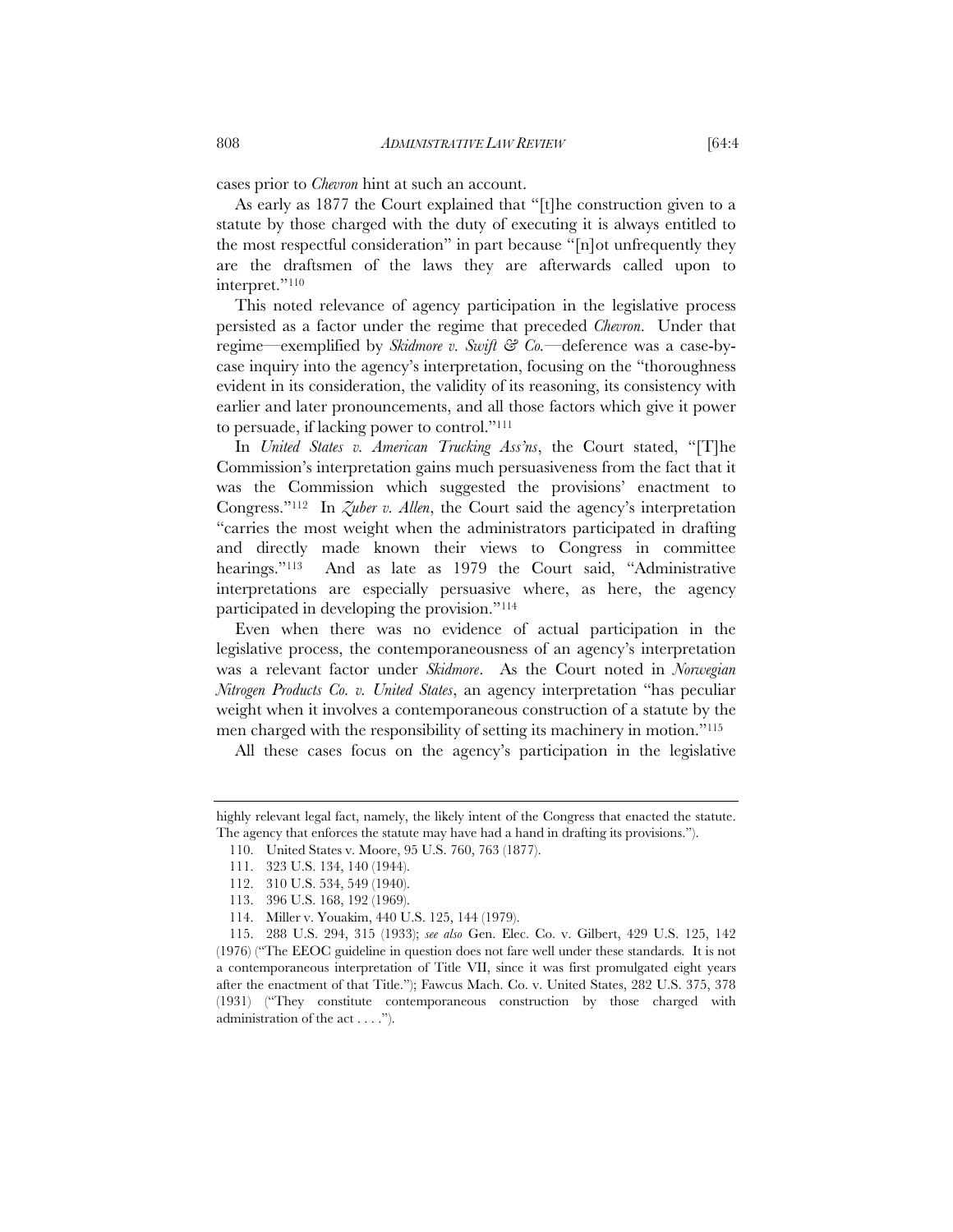cases prior to *Chevron* hint at such an account.

As early as 1877 the Court explained that "[t]he construction given to a statute by those charged with the duty of executing it is always entitled to the most respectful consideration" in part because "[n]ot unfrequently they are the draftsmen of the laws they are afterwards called upon to interpret."[110]

This noted relevance of agency participation in the legislative process persisted as a factor under the regime that preceded *Chevron*. Under that regime—exemplified by *Skidmore v. Swift & Co.*—deference was a case-by-case inquiry into the agency's interpretation, focusing on the "thoroughness evident in its consideration, the validity of its reasoning, its consistency with earlier and later pronouncements, and all those factors which give it power to persuade, if lacking power to control."[111]

In *United States v. American Trucking Ass'ns*, the Court stated, "[T]he Commission's interpretation gains much persuasiveness from the fact that it was the Commission which suggested the provisions' enactment to Congress."[112] In *Zuber v. Allen*, the Court said the agency's interpretation "carries the most weight when the administrators participated in drafting and directly made known their views to Congress in committee hearings."[113] And as late as 1979 the Court said, "Administrative interpretations are especially persuasive where, as here, the agency participated in developing the provision."[114]

Even when there was no evidence of actual participation in the legislative process, the contemporaneousness of an agency's interpretation was a relevant factor under *Skidmore*. As the Court noted in *Norwegian Nitrogen Products Co. v. United States*, an agency interpretation "has peculiar weight when it involves a contemporaneous construction of a statute by the men charged with the responsibility of setting its machinery in motion."[115]

All these cases focus on the agency's participation in the legislative

---

highly relevant legal fact, namely, the likely intent of the Congress that enacted the statute. The agency that enforces the statute may have had a hand in drafting its provisions.").

110. United States v. Moore, 95 U.S. 760, 763 (1877).

111. 323 U.S. 134, 140 (1944).

112. 310 U.S. 534, 549 (1940).

113. 396 U.S. 168, 192 (1969).

114. Miller v. Youakim, 440 U.S. 125, 144 (1979).

115. 288 U.S. 294, 315 (1933); *see also* Gen. Elec. Co. v. Gilbert, 429 U.S. 125, 142 (1976) ("The EEOC guideline in question does not fare well under these standards. It is not a contemporaneous interpretation of Title VII, since it was first promulgated eight years after the enactment of that Title."); Fawcus Mach. Co. v. United States, 282 U.S. 375, 378 (1931) ("They constitute contemporaneous construction by those charged with administration of the act . . . .").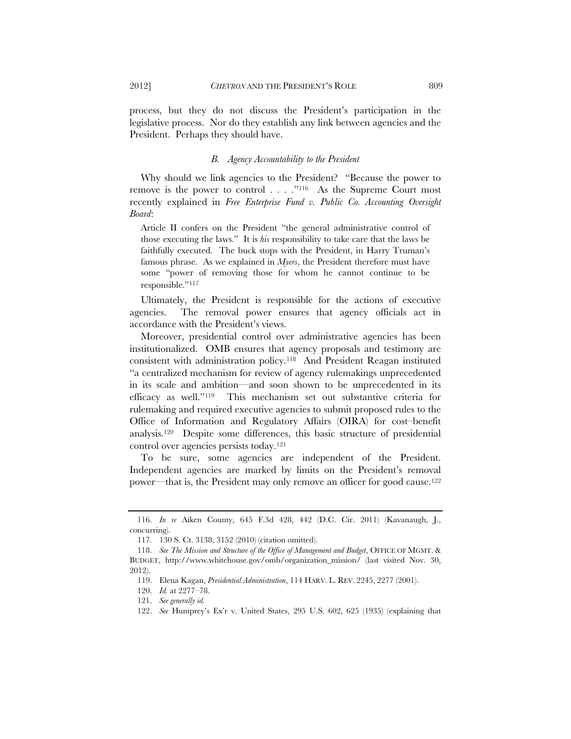process, but they do not discuss the President's participation in the legislative process. Nor do they establish any link between agencies and the President. Perhaps they should have.

### *B. Agency Accountability to the President*

Why should we link agencies to the President? "Because the power to remove is the power to control . . . ."[116] As the Supreme Court most recently explained in *Free Enterprise Fund v. Public Co. Accounting Oversight Board*:

> Article II confers on the President "the general administrative control of those executing the laws." It is *his* responsibility to take care that the laws be faithfully executed. The buck stops with the President, in Harry Truman's famous phrase. As we explained in *Myers*, the President therefore must have some "power of removing those for whom he cannot continue to be responsible."[117]

Ultimately, the President is responsible for the actions of executive agencies. The removal power ensures that agency officials act in accordance with the President's views.

Moreover, presidential control over administrative agencies has been institutionalized. OMB ensures that agency proposals and testimony are consistent with administration policy.[118] And President Reagan instituted "a centralized mechanism for review of agency rulemakings unprecedented in its scale and ambition—and soon shown to be unprecedented in its efficacy as well."[119] This mechanism set out substantive criteria for rulemaking and required executive agencies to submit proposed rules to the Office of Information and Regulatory Affairs (OIRA) for cost–benefit analysis.[120] Despite some differences, this basic structure of presidential control over agencies persists today.[121]

To be sure, some agencies are independent of the President. Independent agencies are marked by limits on the President's removal power—that is, the President may only remove an officer for good cause.[122]

---

116. *In re* Aiken County, 645 F.3d 428, 442 (D.C. Cir. 2011) (Kavanaugh, J., concurring).

117. 130 S. Ct. 3138, 3152 (2010) (citation omitted).

118. *See The Mission and Structure of the Office of Management and Budget*, OFFICE OF MGMT. & BUDGET, http://www.whitehouse.gov/omb/organization_mission/ (last visited Nov. 30, 2012).

119. Elena Kagan, *Presidential Administration*, 114 HARV. L. REV. 2245, 2277 (2001).

120. *Id.* at 2277–78.

121. *See generally id.*

122. *See* Humprey's Ex'r v. United States, 295 U.S. 602, 625 (1935) (explaining that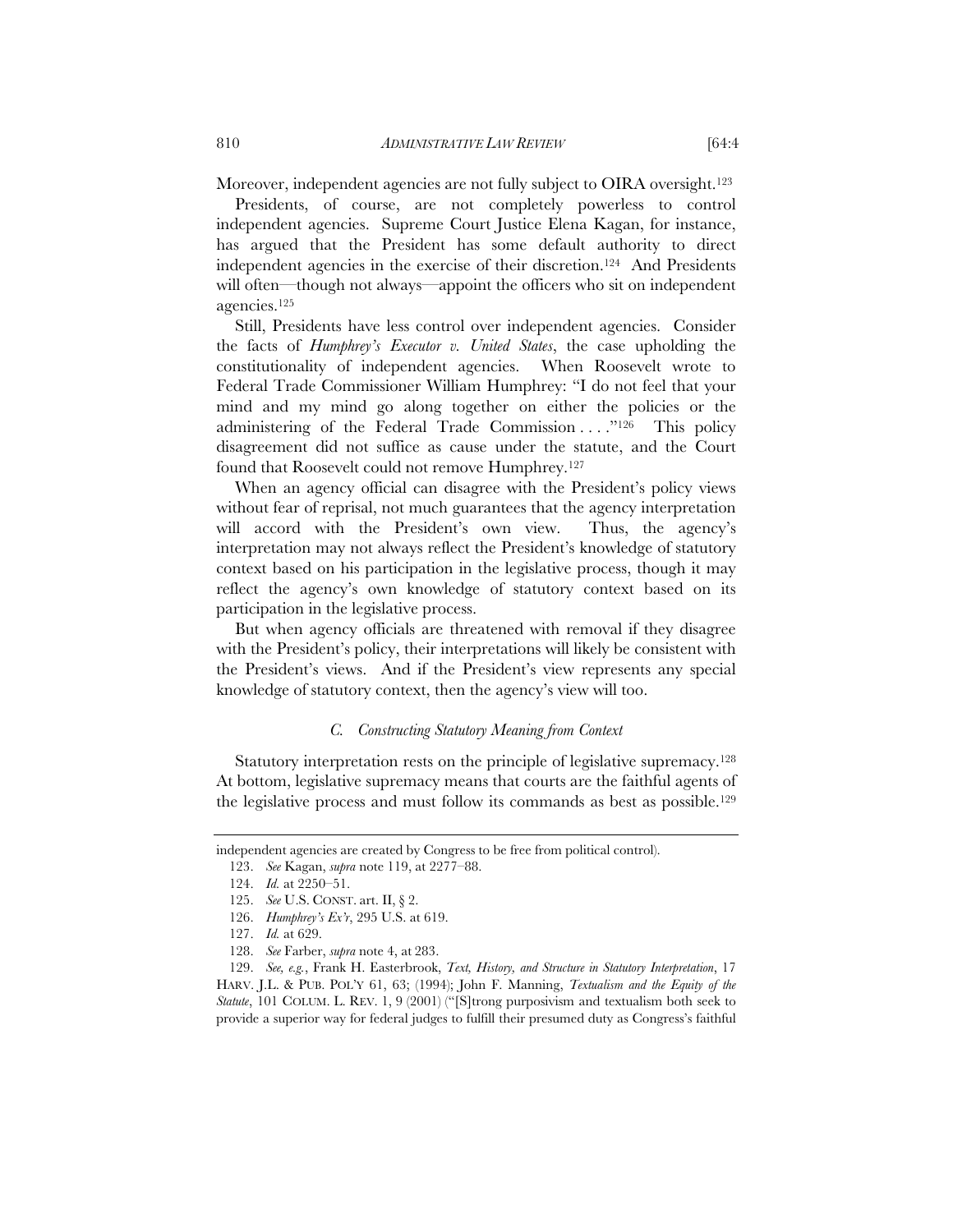Moreover, independent agencies are not fully subject to OIRA oversight.[123]

Presidents, of course, are not completely powerless to control independent agencies. Supreme Court Justice Elena Kagan, for instance, has argued that the President has some default authority to direct independent agencies in the exercise of their discretion.[124] And Presidents will often—though not always—appoint the officers who sit on independent agencies.[125]

Still, Presidents have less control over independent agencies. Consider the facts of *Humphrey's Executor v. United States*, the case upholding the constitutionality of independent agencies. When Roosevelt wrote to Federal Trade Commissioner William Humphrey: "I do not feel that your mind and my mind go along together on either the policies or the administering of the Federal Trade Commission . . . ."[126] This policy disagreement did not suffice as cause under the statute, and the Court found that Roosevelt could not remove Humphrey.[127]

When an agency official can disagree with the President's policy views without fear of reprisal, not much guarantees that the agency interpretation will accord with the President's own view. Thus, the agency's interpretation may not always reflect the President's knowledge of statutory context based on his participation in the legislative process, though it may reflect the agency's own knowledge of statutory context based on its participation in the legislative process.

But when agency officials are threatened with removal if they disagree with the President's policy, their interpretations will likely be consistent with the President's views. And if the President's view represents any special knowledge of statutory context, then the agency's view will too.

### *C. Constructing Statutory Meaning from Context*

Statutory interpretation rests on the principle of legislative supremacy.[128] At bottom, legislative supremacy means that courts are the faithful agents of the legislative process and must follow its commands as best as possible.[129]

---

independent agencies are created by Congress to be free from political control).

123. *See* Kagan, *supra* note 119, at 2277–88.

124. *Id.* at 2250–51.

125. *See* U.S. CONST. art. II, § 2.

126. *Humphrey's Ex'r*, 295 U.S. at 619.

127. *Id.* at 629.

128. *See* Farber, *supra* note 4, at 283.

129. *See, e.g.*, Frank H. Easterbrook, *Text, History, and Structure in Statutory Interpretation*, 17 HARV. J.L. & PUB. POL'Y 61, 63; (1994); John F. Manning, *Textualism and the Equity of the Statute*, 101 COLUM. L. REV. 1, 9 (2001) ("[S]trong purposivism and textualism both seek to provide a superior way for federal judges to fulfill their presumed duty as Congress's faithful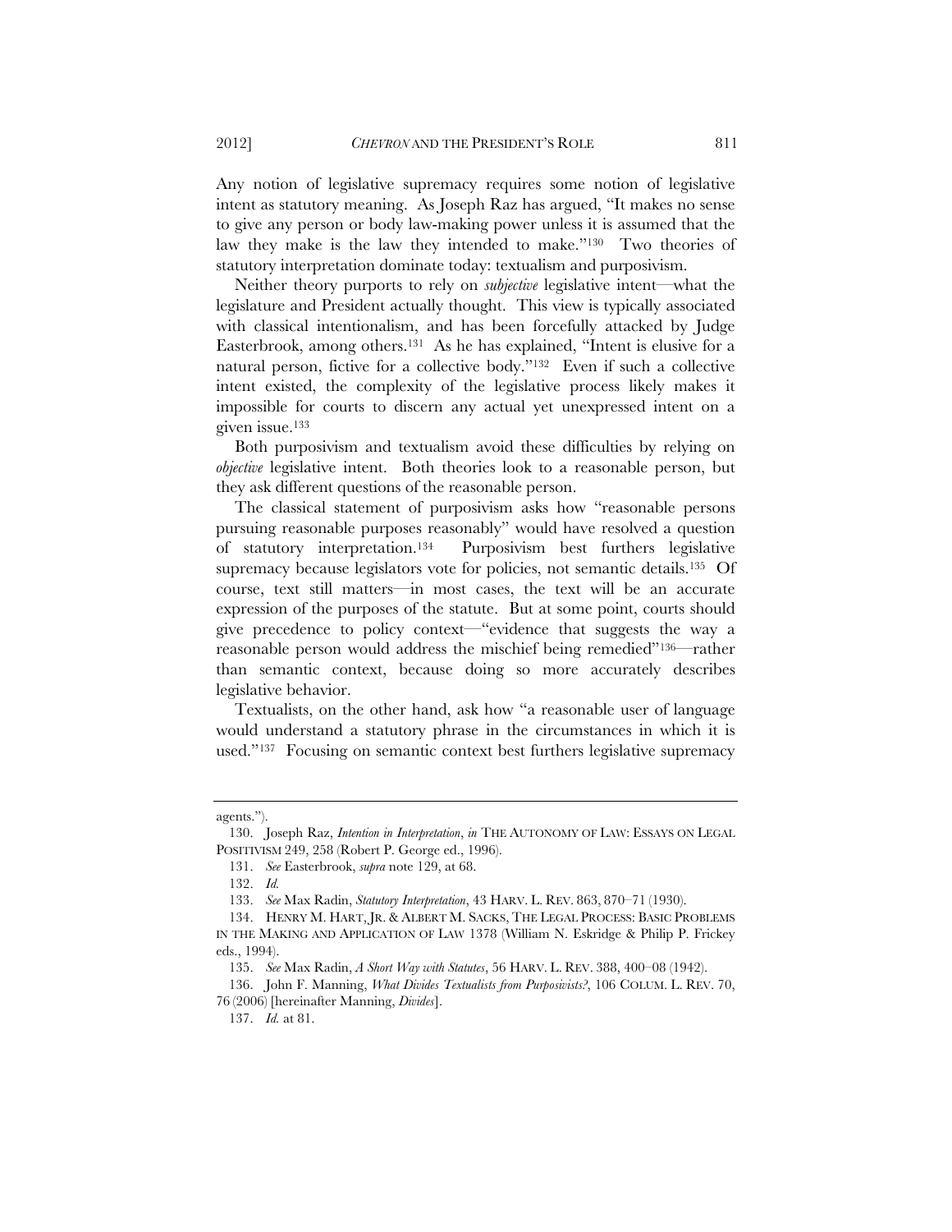Any notion of legislative supremacy requires some notion of legislative intent as statutory meaning. As Joseph Raz has argued, "It makes no sense to give any person or body law-making power unless it is assumed that the law they make is the law they intended to make."[130] Two theories of statutory interpretation dominate today: textualism and purposivism.

Neither theory purports to rely on *subjective* legislative intent—what the legislature and President actually thought. This view is typically associated with classical intentionalism, and has been forcefully attacked by Judge Easterbrook, among others.[131] As he has explained, "Intent is elusive for a natural person, fictive for a collective body."[132] Even if such a collective intent existed, the complexity of the legislative process likely makes it impossible for courts to discern any actual yet unexpressed intent on a given issue.[133]

Both purposivism and textualism avoid these difficulties by relying on *objective* legislative intent. Both theories look to a reasonable person, but they ask different questions of the reasonable person.

The classical statement of purposivism asks how "reasonable persons pursuing reasonable purposes reasonably" would have resolved a question of statutory interpretation.[134] Purposivism best furthers legislative supremacy because legislators vote for policies, not semantic details.[135] Of course, text still matters—in most cases, the text will be an accurate expression of the purposes of the statute. But at some point, courts should give precedence to policy context—"evidence that suggests the way a reasonable person would address the mischief being remedied"[136]—rather than semantic context, because doing so more accurately describes legislative behavior.

Textualists, on the other hand, ask how "a reasonable user of language would understand a statutory phrase in the circumstances in which it is used."[137] Focusing on semantic context best furthers legislative supremacy

---

agents.").

130. Joseph Raz, *Intention in Interpretation*, *in* THE AUTONOMY OF LAW: ESSAYS ON LEGAL POSITIVISM 249, 258 (Robert P. George ed., 1996).

131. *See* Easterbrook, *supra* note 129, at 68.

132. *Id.*

133. *See* Max Radin, *Statutory Interpretation*, 43 HARV. L. REV. 863, 870–71 (1930).

134. HENRY M. HART, JR. & ALBERT M. SACKS, THE LEGAL PROCESS: BASIC PROBLEMS IN THE MAKING AND APPLICATION OF LAW 1378 (William N. Eskridge & Philip P. Frickey eds., 1994).

135. *See* Max Radin, *A Short Way with Statutes*, 56 HARV. L. REV. 388, 400–08 (1942).

136. John F. Manning, *What Divides Textualists from Purposivists?*, 106 COLUM. L. REV. 70, 76 (2006) [hereinafter Manning, *Divides*].

137. *Id.* at 81.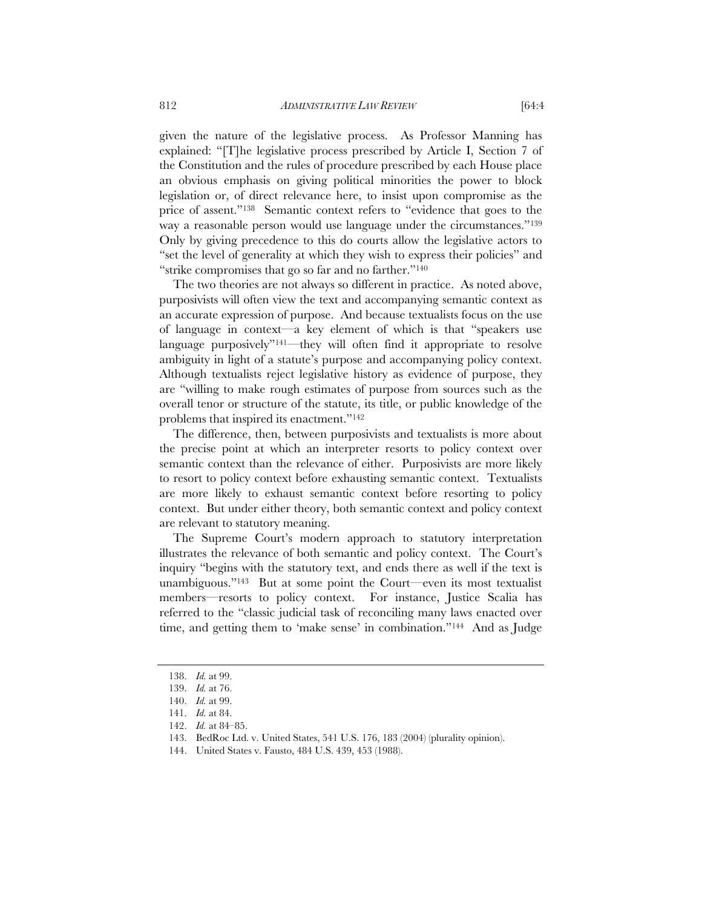given the nature of the legislative process. As Professor Manning has explained: "[T]he legislative process prescribed by Article I, Section 7 of the Constitution and the rules of procedure prescribed by each House place an obvious emphasis on giving political minorities the power to block legislation or, of direct relevance here, to insist upon compromise as the price of assent."[138] Semantic context refers to "evidence that goes to the way a reasonable person would use language under the circumstances."[139] Only by giving precedence to this do courts allow the legislative actors to "set the level of generality at which they wish to express their policies" and "strike compromises that go so far and no farther."[140]

The two theories are not always so different in practice. As noted above, purposivists will often view the text and accompanying semantic context as an accurate expression of purpose. And because textualists focus on the use of language in context—a key element of which is that "speakers use language purposively"[141]—they will often find it appropriate to resolve ambiguity in light of a statute's purpose and accompanying policy context. Although textualists reject legislative history as evidence of purpose, they are "willing to make rough estimates of purpose from sources such as the overall tenor or structure of the statute, its title, or public knowledge of the problems that inspired its enactment."[142]

The difference, then, between purposivists and textualists is more about the precise point at which an interpreter resorts to policy context over semantic context than the relevance of either. Purposivists are more likely to resort to policy context before exhausting semantic context. Textualists are more likely to exhaust semantic context before resorting to policy context. But under either theory, both semantic context and policy context are relevant to statutory meaning.

The Supreme Court's modern approach to statutory interpretation illustrates the relevance of both semantic and policy context. The Court's inquiry "begins with the statutory text, and ends there as well if the text is unambiguous."[143] But at some point the Court—even its most textualist members—resorts to policy context. For instance, Justice Scalia has referred to the "classic judicial task of reconciling many laws enacted over time, and getting them to 'make sense' in combination."[144] And as Judge

---

138. *Id.* at 99.

139. *Id.* at 76.

140. *Id.* at 99.

141. *Id.* at 84.

142. *Id.* at 84–85.

143. BedRoc Ltd. v. United States, 541 U.S. 176, 183 (2004) (plurality opinion).

144. United States v. Fausto, 484 U.S. 439, 453 (1988).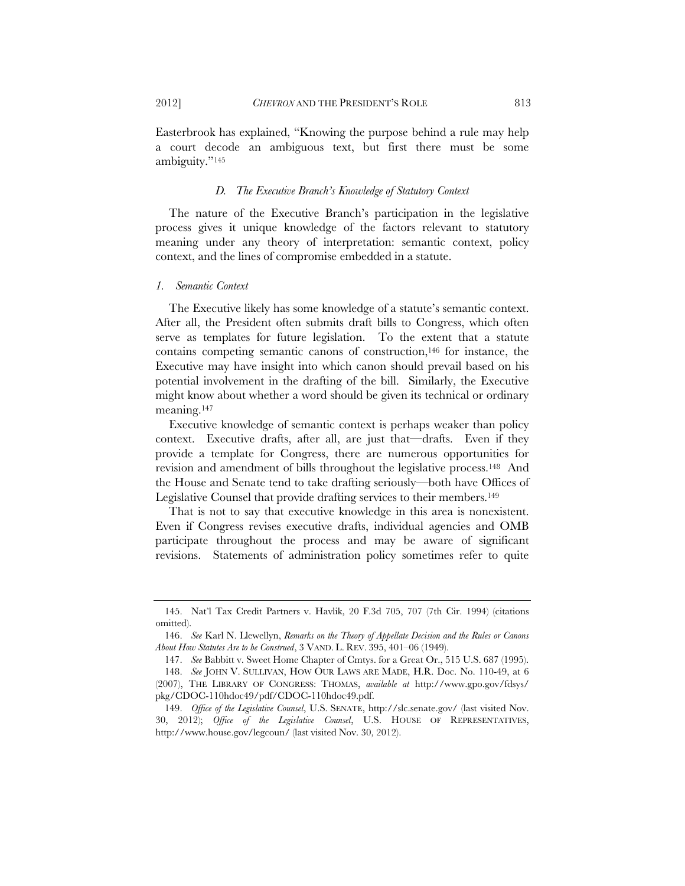Easterbrook has explained, "Knowing the purpose behind a rule may help a court decode an ambiguous text, but first there must be some ambiguity."[145]

### *D. The Executive Branch's Knowledge of Statutory Context*

The nature of the Executive Branch's participation in the legislative process gives it unique knowledge of the factors relevant to statutory meaning under any theory of interpretation: semantic context, policy context, and the lines of compromise embedded in a statute.

#### *1. Semantic Context*

The Executive likely has some knowledge of a statute's semantic context. After all, the President often submits draft bills to Congress, which often serve as templates for future legislation. To the extent that a statute contains competing semantic canons of construction,[146] for instance, the Executive may have insight into which canon should prevail based on his potential involvement in the drafting of the bill. Similarly, the Executive might know about whether a word should be given its technical or ordinary meaning.[147]

Executive knowledge of semantic context is perhaps weaker than policy context. Executive drafts, after all, are just that—drafts. Even if they provide a template for Congress, there are numerous opportunities for revision and amendment of bills throughout the legislative process.[148] And the House and Senate tend to take drafting seriously—both have Offices of Legislative Counsel that provide drafting services to their members.[149]

That is not to say that executive knowledge in this area is nonexistent. Even if Congress revises executive drafts, individual agencies and OMB participate throughout the process and may be aware of significant revisions. Statements of administration policy sometimes refer to quite

---

145. Nat'l Tax Credit Partners v. Havlik, 20 F.3d 705, 707 (7th Cir. 1994) (citations omitted).

146. *See* Karl N. Llewellyn, *Remarks on the Theory of Appellate Decision and the Rules or Canons About How Statutes Are to be Construed*, 3 VAND. L. REV. 395, 401–06 (1949).

147. *See* Babbitt v. Sweet Home Chapter of Cmtys. for a Great Or., 515 U.S. 687 (1995).

148. *See* JOHN V. SULLIVAN, HOW OUR LAWS ARE MADE, H.R. Doc. No. 110-49, at 6 (2007), THE LIBRARY OF CONGRESS: THOMAS, *available at* http://www.gpo.gov/fdsys/pkg/CDOC-110hdoc49/pdf/CDOC-110hdoc49.pdf.

149. *Office of the Legislative Counsel*, U.S. SENATE, http://slc.senate.gov/ (last visited Nov. 30, 2012); *Office of the Legislative Counsel*, U.S. HOUSE OF REPRESENTATIVES, http://www.house.gov/legcoun/ (last visited Nov. 30, 2012).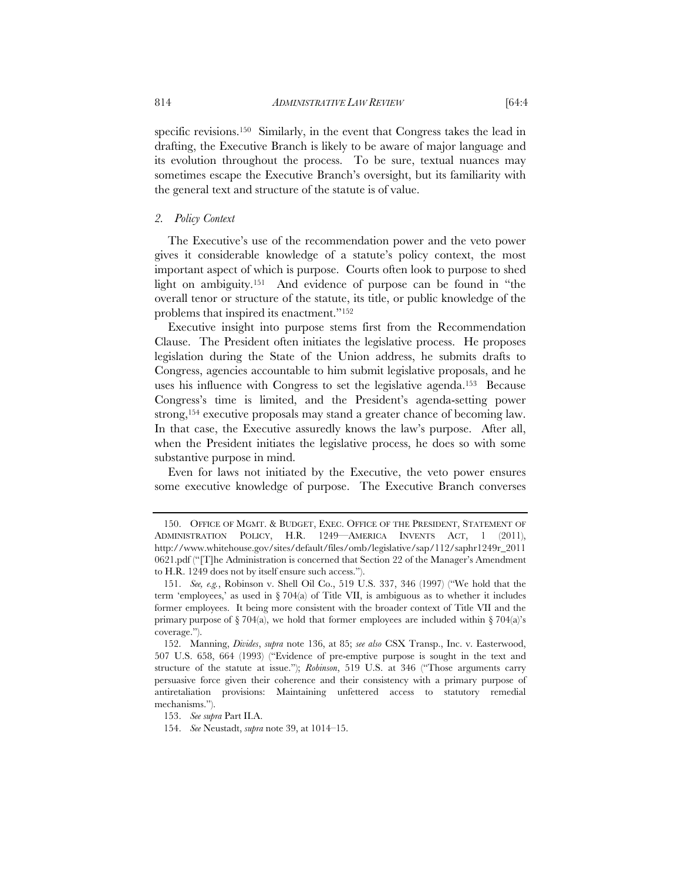specific revisions.[150] Similarly, in the event that Congress takes the lead in drafting, the Executive Branch is likely to be aware of major language and its evolution throughout the process. To be sure, textual nuances may sometimes escape the Executive Branch's oversight, but its familiarity with the general text and structure of the statute is of value.

### *2. Policy Context*

The Executive's use of the recommendation power and the veto power gives it considerable knowledge of a statute's policy context, the most important aspect of which is purpose. Courts often look to purpose to shed light on ambiguity.[151] And evidence of purpose can be found in "the overall tenor or structure of the statute, its title, or public knowledge of the problems that inspired its enactment."[152]

Executive insight into purpose stems first from the Recommendation Clause. The President often initiates the legislative process. He proposes legislation during the State of the Union address, he submits drafts to Congress, agencies accountable to him submit legislative proposals, and he uses his influence with Congress to set the legislative agenda.[153] Because Congress's time is limited, and the President's agenda-setting power strong,[154] executive proposals may stand a greater chance of becoming law. In that case, the Executive assuredly knows the law's purpose. After all, when the President initiates the legislative process, he does so with some substantive purpose in mind.

Even for laws not initiated by the Executive, the veto power ensures some executive knowledge of purpose. The Executive Branch converses

---

150. OFFICE OF MGMT. & BUDGET, EXEC. OFFICE OF THE PRESIDENT, STATEMENT OF ADMINISTRATION POLICY, H.R. 1249—AMERICA INVENTS ACT, 1 (2011), http://www.whitehouse.gov/sites/default/files/omb/legislative/sap/112/saphr1249r_20110621.pdf ("[T]he Administration is concerned that Section 22 of the Manager's Amendment to H.R. 1249 does not by itself ensure such access.").

151. *See, e.g.*, Robinson v. Shell Oil Co., 519 U.S. 337, 346 (1997) ("We hold that the term 'employees,' as used in § 704(a) of Title VII, is ambiguous as to whether it includes former employees. It being more consistent with the broader context of Title VII and the primary purpose of § 704(a), we hold that former employees are included within § 704(a)'s coverage.").

152. Manning, *Divides*, *supra* note 136, at 85; *see also* CSX Transp., Inc. v. Easterwood, 507 U.S. 658, 664 (1993) ("Evidence of pre-emptive purpose is sought in the text and structure of the statute at issue."); *Robinson*, 519 U.S. at 346 ("Those arguments carry persuasive force given their coherence and their consistency with a primary purpose of antiretaliation provisions: Maintaining unfettered access to statutory remedial mechanisms.").

153. *See supra* Part II.A.

154. *See* Neustadt, *supra* note 39, at 1014–15.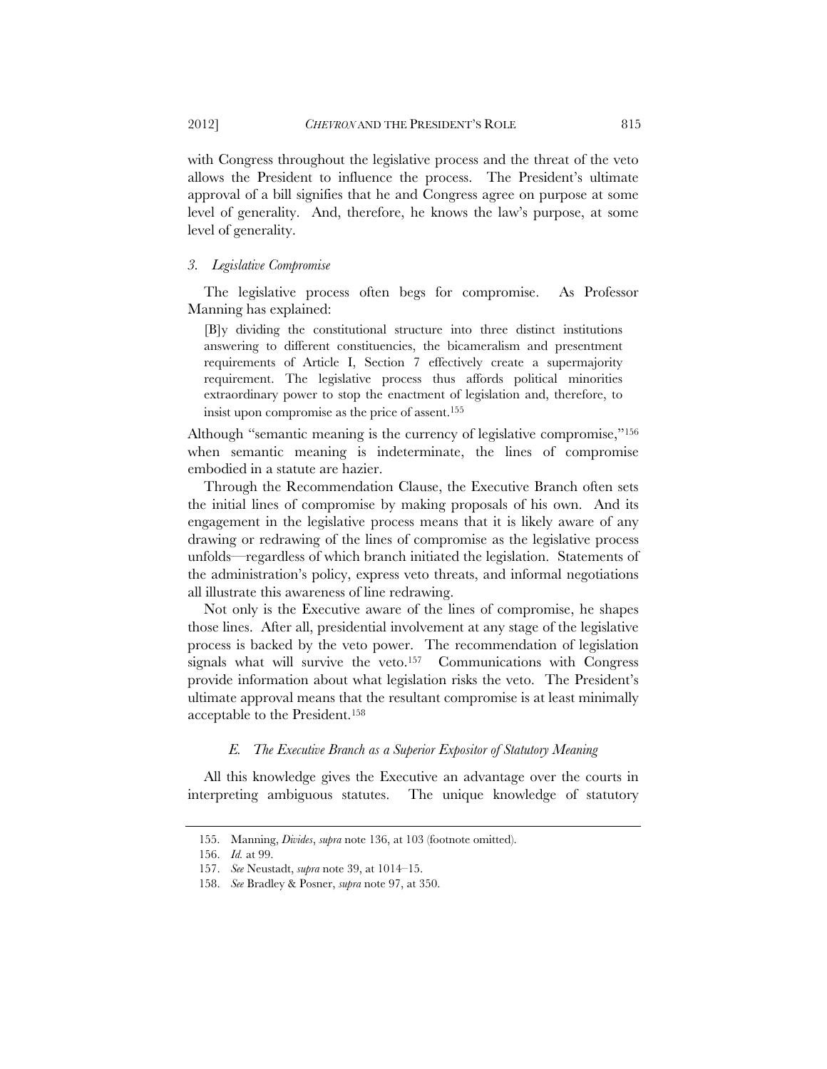with Congress throughout the legislative process and the threat of the veto allows the President to influence the process. The President's ultimate approval of a bill signifies that he and Congress agree on purpose at some level of generality. And, therefore, he knows the law's purpose, at some level of generality.

### *3. Legislative Compromise*

The legislative process often begs for compromise. As Professor Manning has explained:

> [B]y dividing the constitutional structure into three distinct institutions answering to different constituencies, the bicameralism and presentment requirements of Article I, Section 7 effectively create a supermajority requirement. The legislative process thus affords political minorities extraordinary power to stop the enactment of legislation and, therefore, to insist upon compromise as the price of assent.[155]

Although "semantic meaning is the currency of legislative compromise,"[156] when semantic meaning is indeterminate, the lines of compromise embodied in a statute are hazier.

Through the Recommendation Clause, the Executive Branch often sets the initial lines of compromise by making proposals of his own. And its engagement in the legislative process means that it is likely aware of any drawing or redrawing of the lines of compromise as the legislative process unfolds—regardless of which branch initiated the legislation. Statements of the administration's policy, express veto threats, and informal negotiations all illustrate this awareness of line redrawing.

Not only is the Executive aware of the lines of compromise, he shapes those lines. After all, presidential involvement at any stage of the legislative process is backed by the veto power. The recommendation of legislation signals what will survive the veto.[157] Communications with Congress provide information about what legislation risks the veto. The President's ultimate approval means that the resultant compromise is at least minimally acceptable to the President.[158]

## *E. The Executive Branch as a Superior Expositor of Statutory Meaning*

All this knowledge gives the Executive an advantage over the courts in interpreting ambiguous statutes. The unique knowledge of statutory

---

155. Manning, *Divides*, *supra* note 136, at 103 (footnote omitted).

156. *Id.* at 99.

157. *See* Neustadt, *supra* note 39, at 1014–15.

158. *See* Bradley & Posner, *supra* note 97, at 350.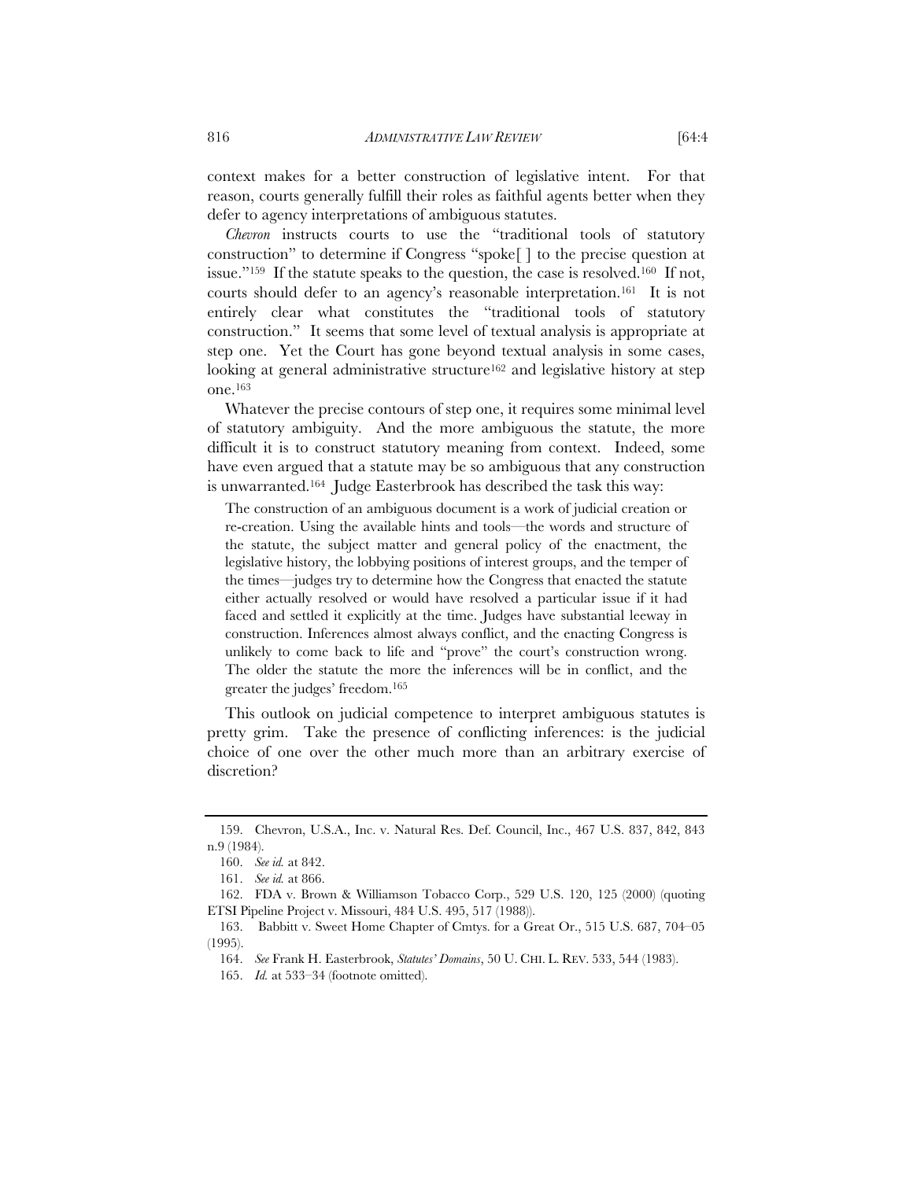context makes for a better construction of legislative intent. For that reason, courts generally fulfill their roles as faithful agents better when they defer to agency interpretations of ambiguous statutes.

*Chevron* instructs courts to use the "traditional tools of statutory construction" to determine if Congress "spoke[ ] to the precise question at issue."[159] If the statute speaks to the question, the case is resolved.[160] If not, courts should defer to an agency's reasonable interpretation.[161] It is not entirely clear what constitutes the "traditional tools of statutory construction." It seems that some level of textual analysis is appropriate at step one. Yet the Court has gone beyond textual analysis in some cases, looking at general administrative structure[162] and legislative history at step one.[163]

Whatever the precise contours of step one, it requires some minimal level of statutory ambiguity. And the more ambiguous the statute, the more difficult it is to construct statutory meaning from context. Indeed, some have even argued that a statute may be so ambiguous that any construction is unwarranted.[164] Judge Easterbrook has described the task this way:

> The construction of an ambiguous document is a work of judicial creation or re-creation. Using the available hints and tools—the words and structure of the statute, the subject matter and general policy of the enactment, the legislative history, the lobbying positions of interest groups, and the temper of the times—judges try to determine how the Congress that enacted the statute either actually resolved or would have resolved a particular issue if it had faced and settled it explicitly at the time. Judges have substantial leeway in construction. Inferences almost always conflict, and the enacting Congress is unlikely to come back to life and "prove" the court's construction wrong. The older the statute the more the inferences will be in conflict, and the greater the judges' freedom.[165]

This outlook on judicial competence to interpret ambiguous statutes is pretty grim. Take the presence of conflicting inferences: is the judicial choice of one over the other much more than an arbitrary exercise of discretion?

---

159. Chevron, U.S.A., Inc. v. Natural Res. Def. Council, Inc., 467 U.S. 837, 842, 843 n.9 (1984).

160. *See id.* at 842.

161. *See id.* at 866.

162. FDA v. Brown & Williamson Tobacco Corp., 529 U.S. 120, 125 (2000) (quoting ETSI Pipeline Project v. Missouri, 484 U.S. 495, 517 (1988)).

163. Babbitt v. Sweet Home Chapter of Cmtys. for a Great Or., 515 U.S. 687, 704–05 (1995).

164. *See* Frank H. Easterbrook, *Statutes' Domains*, 50 U. CHI. L. REV. 533, 544 (1983).

165. *Id.* at 533–34 (footnote omitted).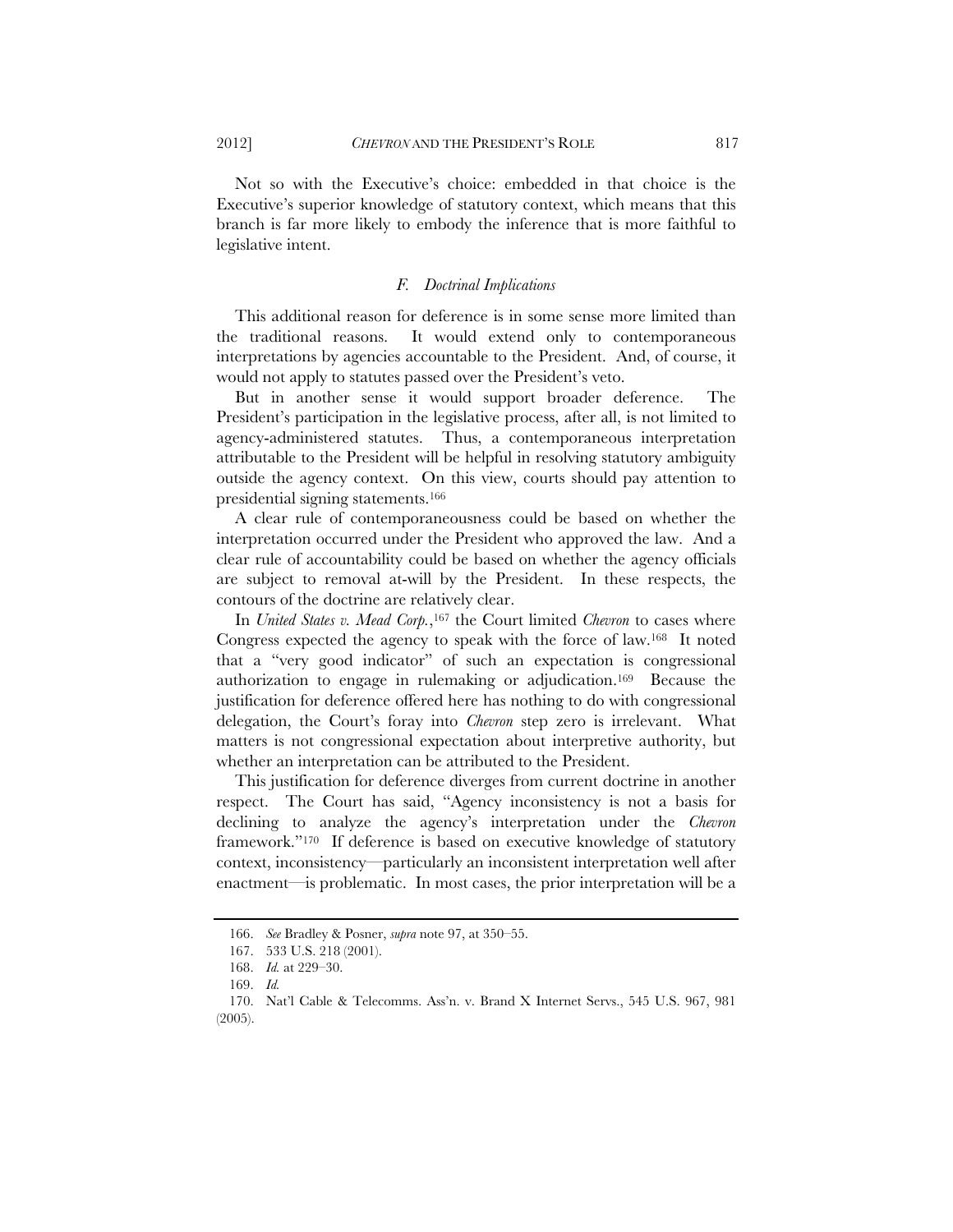Not so with the Executive's choice: embedded in that choice is the Executive's superior knowledge of statutory context, which means that this branch is far more likely to embody the inference that is more faithful to legislative intent.

### *F. Doctrinal Implications*

This additional reason for deference is in some sense more limited than the traditional reasons. It would extend only to contemporaneous interpretations by agencies accountable to the President. And, of course, it would not apply to statutes passed over the President's veto.

But in another sense it would support broader deference. The President's participation in the legislative process, after all, is not limited to agency-administered statutes. Thus, a contemporaneous interpretation attributable to the President will be helpful in resolving statutory ambiguity outside the agency context. On this view, courts should pay attention to presidential signing statements.[166]

A clear rule of contemporaneousness could be based on whether the interpretation occurred under the President who approved the law. And a clear rule of accountability could be based on whether the agency officials are subject to removal at-will by the President. In these respects, the contours of the doctrine are relatively clear.

In *United States v. Mead Corp.*,[167] the Court limited *Chevron* to cases where Congress expected the agency to speak with the force of law.[168] It noted that a "very good indicator" of such an expectation is congressional authorization to engage in rulemaking or adjudication.[169] Because the justification for deference offered here has nothing to do with congressional delegation, the Court's foray into *Chevron* step zero is irrelevant. What matters is not congressional expectation about interpretive authority, but whether an interpretation can be attributed to the President.

This justification for deference diverges from current doctrine in another respect. The Court has said, "Agency inconsistency is not a basis for declining to analyze the agency's interpretation under the *Chevron* framework."[170] If deference is based on executive knowledge of statutory context, inconsistency—particularly an inconsistent interpretation well after enactment—is problematic. In most cases, the prior interpretation will be a

---

166. *See* Bradley & Posner, *supra* note 97, at 350–55.

167. 533 U.S. 218 (2001).

168. *Id.* at 229–30.

169. *Id.*

170. Nat'l Cable & Telecomms. Ass'n. v. Brand X Internet Servs., 545 U.S. 967, 981 (2005).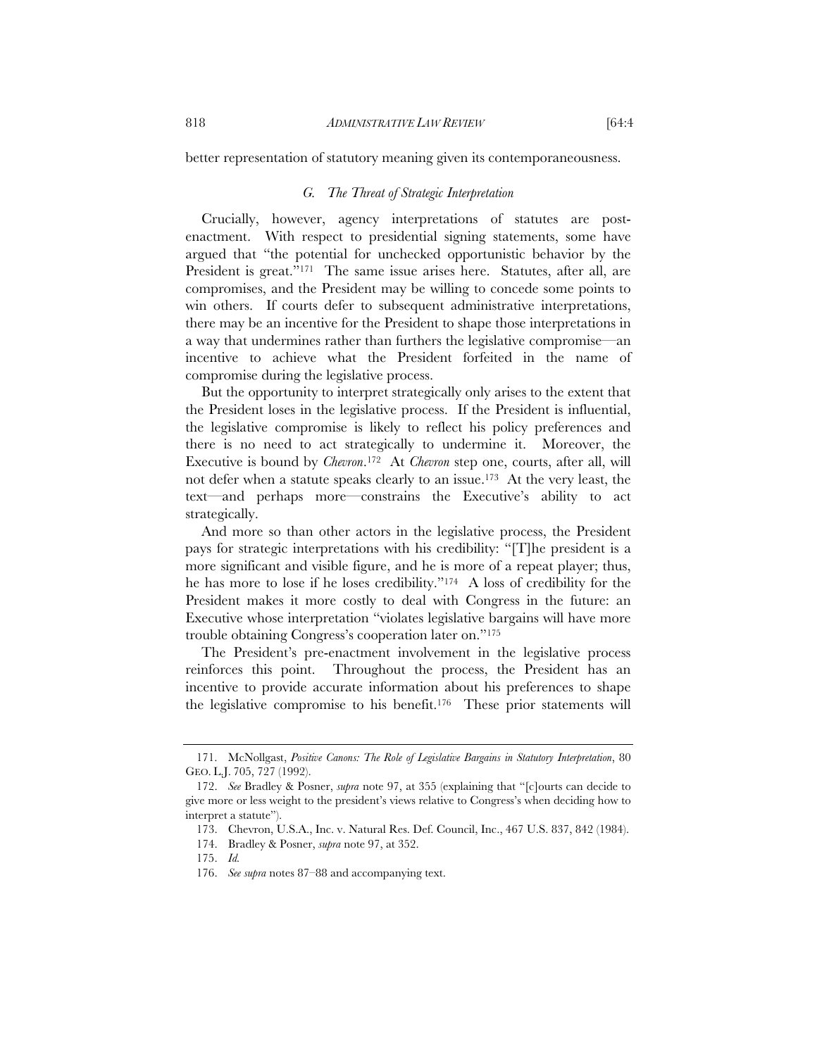better representation of statutory meaning given its contemporaneousness.

### *G. The Threat of Strategic Interpretation*

Crucially, however, agency interpretations of statutes are post-enactment. With respect to presidential signing statements, some have argued that "the potential for unchecked opportunistic behavior by the President is great."[171] The same issue arises here. Statutes, after all, are compromises, and the President may be willing to concede some points to win others. If courts defer to subsequent administrative interpretations, there may be an incentive for the President to shape those interpretations in a way that undermines rather than furthers the legislative compromise—an incentive to achieve what the President forfeited in the name of compromise during the legislative process.

But the opportunity to interpret strategically only arises to the extent that the President loses in the legislative process. If the President is influential, the legislative compromise is likely to reflect his policy preferences and there is no need to act strategically to undermine it. Moreover, the Executive is bound by *Chevron*.[172] At *Chevron* step one, courts, after all, will not defer when a statute speaks clearly to an issue.[173] At the very least, the text—and perhaps more—constrains the Executive's ability to act strategically.

And more so than other actors in the legislative process, the President pays for strategic interpretations with his credibility: "[T]he president is a more significant and visible figure, and he is more of a repeat player; thus, he has more to lose if he loses credibility."[174] A loss of credibility for the President makes it more costly to deal with Congress in the future: an Executive whose interpretation "violates legislative bargains will have more trouble obtaining Congress's cooperation later on."[175]

The President's pre-enactment involvement in the legislative process reinforces this point. Throughout the process, the President has an incentive to provide accurate information about his preferences to shape the legislative compromise to his benefit.[176] These prior statements will

---

171. McNollgast, *Positive Canons: The Role of Legislative Bargains in Statutory Interpretation*, 80 GEO. L.J. 705, 727 (1992).

172. *See* Bradley & Posner, *supra* note 97, at 355 (explaining that "[c]ourts can decide to give more or less weight to the president's views relative to Congress's when deciding how to interpret a statute").

173. Chevron, U.S.A., Inc. v. Natural Res. Def. Council, Inc., 467 U.S. 837, 842 (1984).

174. Bradley & Posner, *supra* note 97, at 352.

175. *Id.*

176. *See supra* notes 87–88 and accompanying text.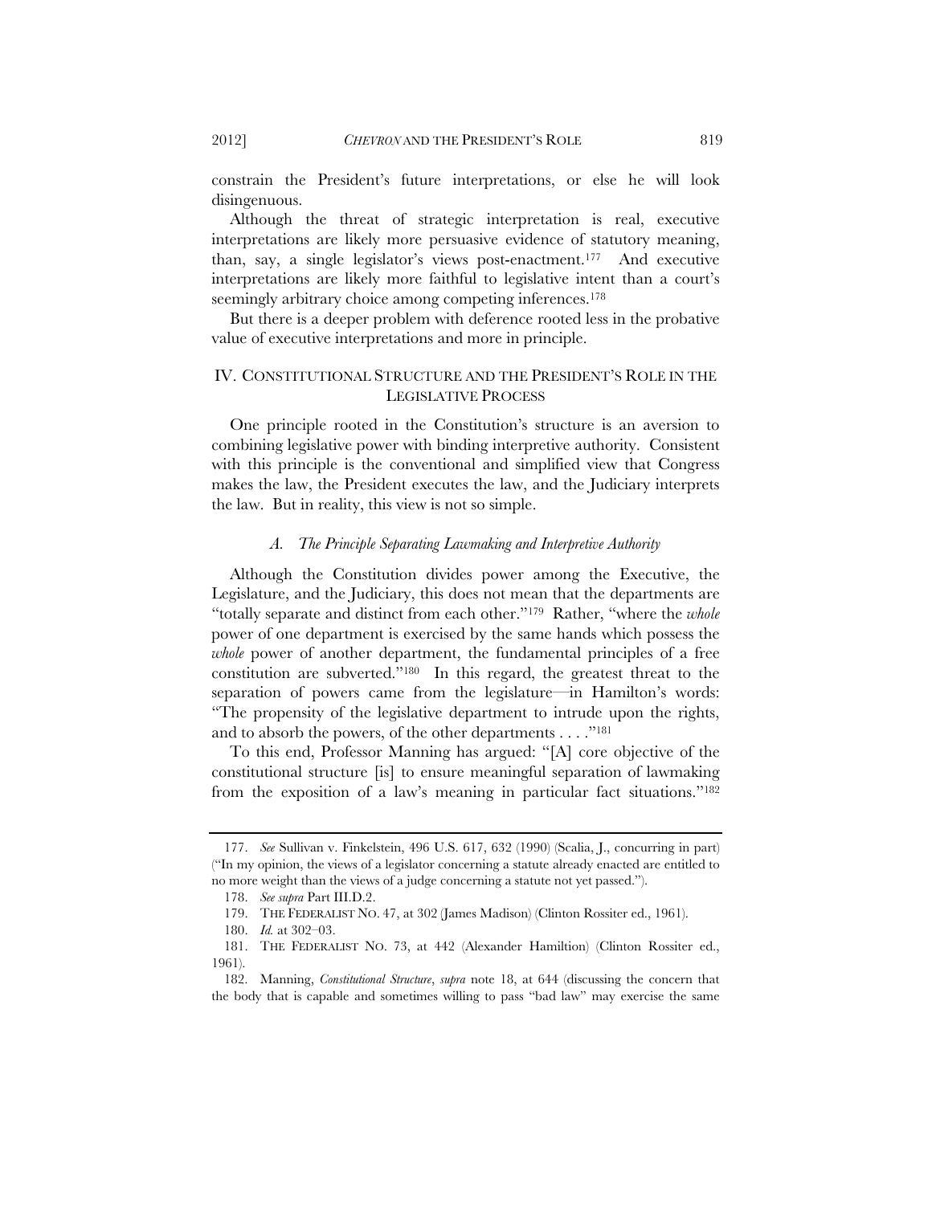constrain the President's future interpretations, or else he will look disingenuous.

Although the threat of strategic interpretation is real, executive interpretations are likely more persuasive evidence of statutory meaning, than, say, a single legislator's views post-enactment.[177] And executive interpretations are likely more faithful to legislative intent than a court's seemingly arbitrary choice among competing inferences.[178]

But there is a deeper problem with deference rooted less in the probative value of executive interpretations and more in principle.

## IV. CONSTITUTIONAL STRUCTURE AND THE PRESIDENT'S ROLE IN THE LEGISLATIVE PROCESS

One principle rooted in the Constitution's structure is an aversion to combining legislative power with binding interpretive authority. Consistent with this principle is the conventional and simplified view that Congress makes the law, the President executes the law, and the Judiciary interprets the law. But in reality, this view is not so simple.

### *A. The Principle Separating Lawmaking and Interpretive Authority*

Although the Constitution divides power among the Executive, the Legislature, and the Judiciary, this does not mean that the departments are "totally separate and distinct from each other."[179] Rather, "where the *whole* power of one department is exercised by the same hands which possess the *whole* power of another department, the fundamental principles of a free constitution are subverted."[180] In this regard, the greatest threat to the separation of powers came from the legislature—in Hamilton's words: "The propensity of the legislative department to intrude upon the rights, and to absorb the powers, of the other departments . . . ."[181]

To this end, Professor Manning has argued: "[A] core objective of the constitutional structure [is] to ensure meaningful separation of lawmaking from the exposition of a law's meaning in particular fact situations."[182]

---

177. *See* Sullivan v. Finkelstein, 496 U.S. 617, 632 (1990) (Scalia, J., concurring in part) ("In my opinion, the views of a legislator concerning a statute already enacted are entitled to no more weight than the views of a judge concerning a statute not yet passed.").

178. *See supra* Part III.D.2.

179. THE FEDERALIST NO. 47, at 302 (James Madison) (Clinton Rossiter ed., 1961).

180. *Id.* at 302–03.

181. THE FEDERALIST NO. 73, at 442 (Alexander Hamiltion) (Clinton Rossiter ed., 1961).

182. Manning, *Constitutional Structure*, *supra* note 18, at 644 (discussing the concern that the body that is capable and sometimes willing to pass "bad law" may exercise the same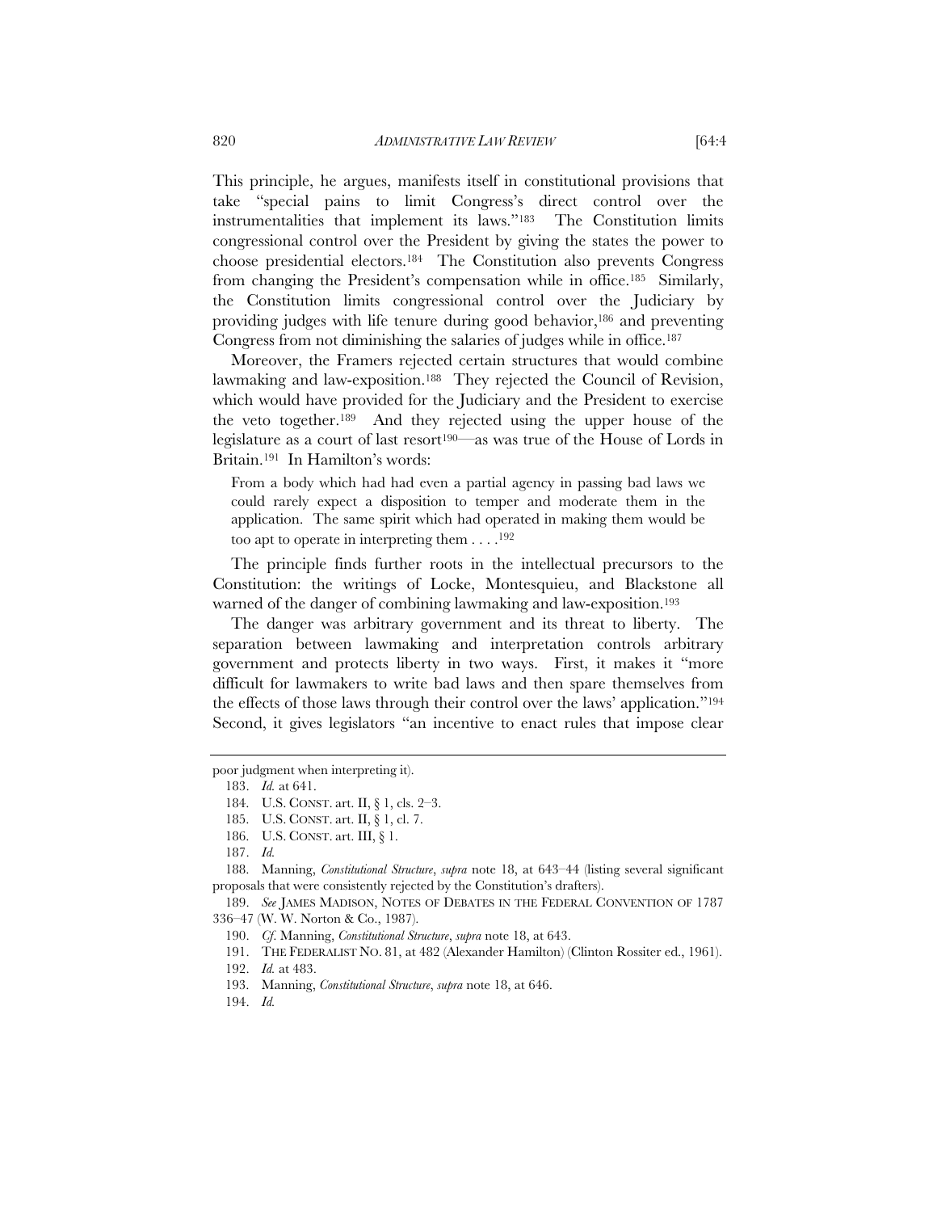This principle, he argues, manifests itself in constitutional provisions that take "special pains to limit Congress's direct control over the instrumentalities that implement its laws."[183] The Constitution limits congressional control over the President by giving the states the power to choose presidential electors.[184] The Constitution also prevents Congress from changing the President's compensation while in office.[185] Similarly, the Constitution limits congressional control over the Judiciary by providing judges with life tenure during good behavior,[186] and preventing Congress from not diminishing the salaries of judges while in office.[187]

Moreover, the Framers rejected certain structures that would combine lawmaking and law-exposition.[188] They rejected the Council of Revision, which would have provided for the Judiciary and the President to exercise the veto together.[189] And they rejected using the upper house of the legislature as a court of last resort[190]—as was true of the House of Lords in Britain.[191] In Hamilton's words:

> From a body which had had even a partial agency in passing bad laws we could rarely expect a disposition to temper and moderate them in the application. The same spirit which had operated in making them would be too apt to operate in interpreting them . . . .[192]

The principle finds further roots in the intellectual precursors to the Constitution: the writings of Locke, Montesquieu, and Blackstone all warned of the danger of combining lawmaking and law-exposition.[193]

The danger was arbitrary government and its threat to liberty. The separation between lawmaking and interpretation controls arbitrary government and protects liberty in two ways. First, it makes it "more difficult for lawmakers to write bad laws and then spare themselves from the effects of those laws through their control over the laws' application."[194] Second, it gives legislators "an incentive to enact rules that impose clear

---

poor judgment when interpreting it).

183. *Id.* at 641.

184. U.S. CONST. art. II, § 1, cls. 2–3.

185. U.S. CONST. art. II, § 1, cl. 7.

186. U.S. CONST. art. III, § 1.

187. *Id.*

188. Manning, *Constitutional Structure*, *supra* note 18, at 643–44 (listing several significant proposals that were consistently rejected by the Constitution's drafters).

189. *See* JAMES MADISON, NOTES OF DEBATES IN THE FEDERAL CONVENTION OF 1787 336–47 (W. W. Norton & Co., 1987).

190. *Cf.* Manning, *Constitutional Structure*, *supra* note 18, at 643.

191. THE FEDERALIST NO. 81, at 482 (Alexander Hamilton) (Clinton Rossiter ed., 1961).

192. *Id.* at 483.

193. Manning, *Constitutional Structure*, *supra* note 18, at 646.

194. *Id.*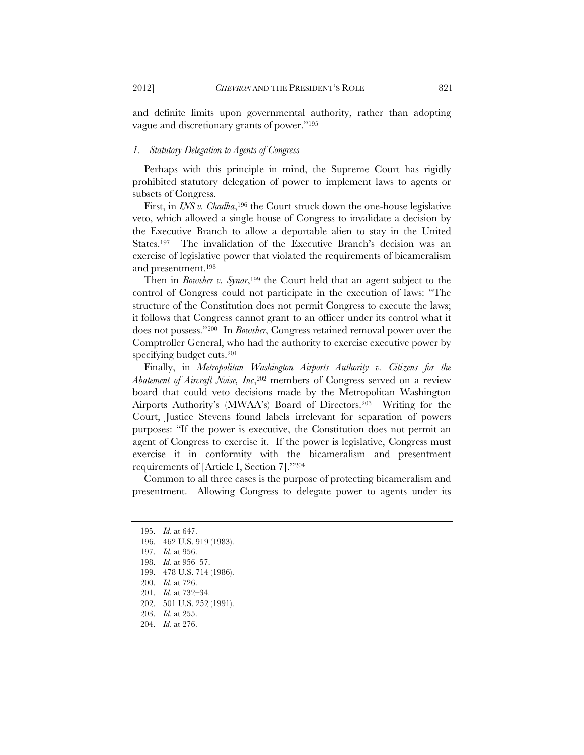and definite limits upon governmental authority, rather than adopting vague and discretionary grants of power."[195]

### *1. Statutory Delegation to Agents of Congress*

Perhaps with this principle in mind, the Supreme Court has rigidly prohibited statutory delegation of power to implement laws to agents or subsets of Congress.

First, in *INS v. Chadha*,[196] the Court struck down the one-house legislative veto, which allowed a single house of Congress to invalidate a decision by the Executive Branch to allow a deportable alien to stay in the United States.[197] The invalidation of the Executive Branch's decision was an exercise of legislative power that violated the requirements of bicameralism and presentment.[198]

Then in *Bowsher v. Synar*,[199] the Court held that an agent subject to the control of Congress could not participate in the execution of laws: "The structure of the Constitution does not permit Congress to execute the laws; it follows that Congress cannot grant to an officer under its control what it does not possess."[200] In *Bowsher*, Congress retained removal power over the Comptroller General, who had the authority to exercise executive power by specifying budget cuts.[201]

Finally, in *Metropolitan Washington Airports Authority v. Citizens for the Abatement of Aircraft Noise, Inc*,[202] members of Congress served on a review board that could veto decisions made by the Metropolitan Washington Airports Authority's (MWAA's) Board of Directors.[203] Writing for the Court, Justice Stevens found labels irrelevant for separation of powers purposes: "If the power is executive, the Constitution does not permit an agent of Congress to exercise it. If the power is legislative, Congress must exercise it in conformity with the bicameralism and presentment requirements of [Article I, Section 7]."[204]

Common to all three cases is the purpose of protecting bicameralism and presentment. Allowing Congress to delegate power to agents under its

---

195. *Id.* at 647.
196. 462 U.S. 919 (1983).
197. *Id.* at 956.
198. *Id.* at 956–57.
199. 478 U.S. 714 (1986).
200. *Id.* at 726.
201. *Id.* at 732–34.
202. 501 U.S. 252 (1991).
203. *Id.* at 255.
204. *Id.* at 276.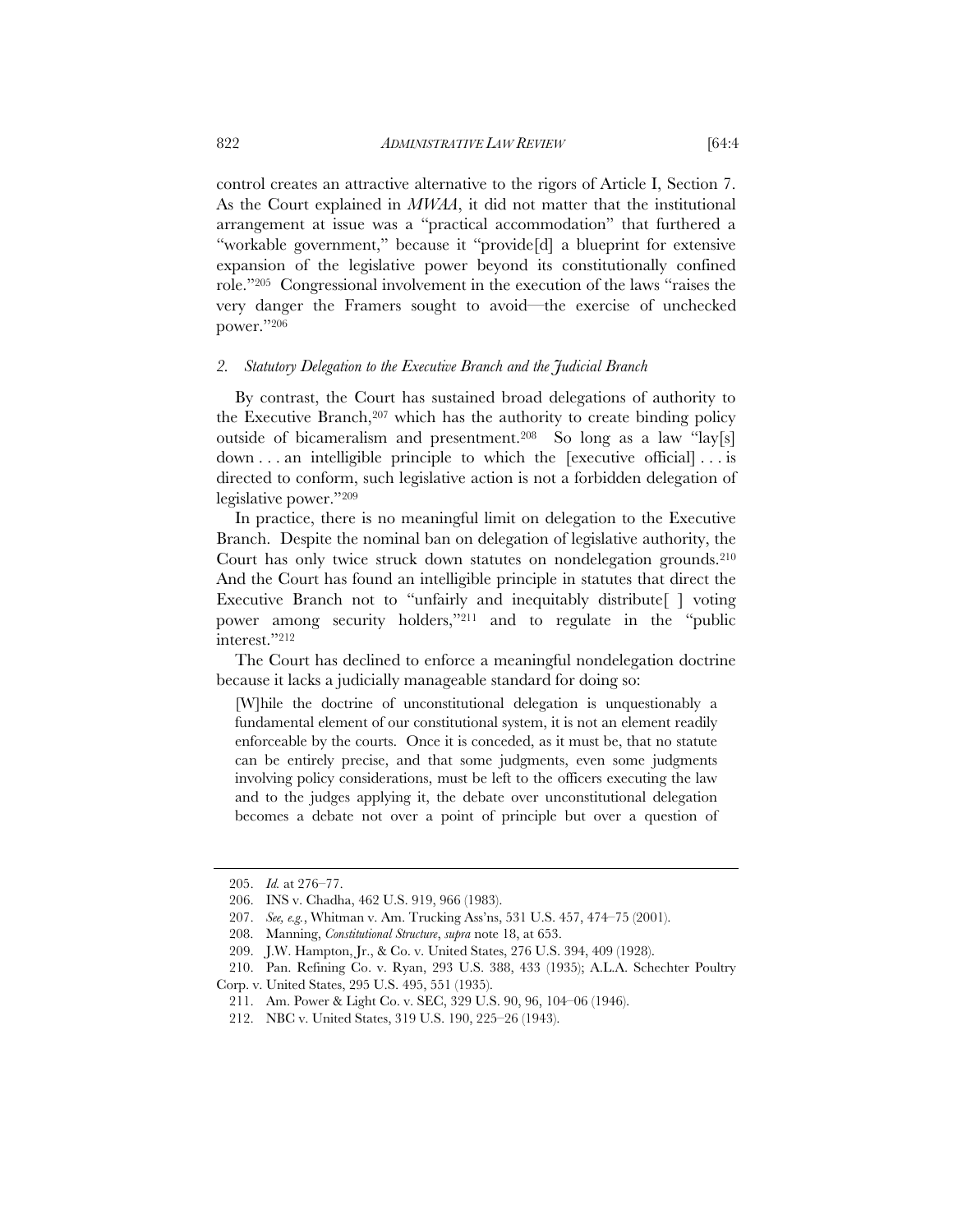control creates an attractive alternative to the rigors of Article I, Section 7. As the Court explained in *MWAA*, it did not matter that the institutional arrangement at issue was a "practical accommodation" that furthered a "workable government," because it "provide[d] a blueprint for extensive expansion of the legislative power beyond its constitutionally confined role."[205] Congressional involvement in the execution of the laws "raises the very danger the Framers sought to avoid—the exercise of unchecked power."[206]

### *2. Statutory Delegation to the Executive Branch and the Judicial Branch*

By contrast, the Court has sustained broad delegations of authority to the Executive Branch,[207] which has the authority to create binding policy outside of bicameralism and presentment.[208] So long as a law "lay[s] down . . . an intelligible principle to which the [executive official] . . . is directed to conform, such legislative action is not a forbidden delegation of legislative power."[209]

In practice, there is no meaningful limit on delegation to the Executive Branch. Despite the nominal ban on delegation of legislative authority, the Court has only twice struck down statutes on nondelegation grounds.[210] And the Court has found an intelligible principle in statutes that direct the Executive Branch not to "unfairly and inequitably distribute[ ] voting power among security holders,"[211] and to regulate in the "public interest."[212]

The Court has declined to enforce a meaningful nondelegation doctrine because it lacks a judicially manageable standard for doing so:

> [W]hile the doctrine of unconstitutional delegation is unquestionably a fundamental element of our constitutional system, it is not an element readily enforceable by the courts. Once it is conceded, as it must be, that no statute can be entirely precise, and that some judgments, even some judgments involving policy considerations, must be left to the officers executing the law and to the judges applying it, the debate over unconstitutional delegation becomes a debate not over a point of principle but over a question of

---

205. *Id.* at 276–77.

206. INS v. Chadha, 462 U.S. 919, 966 (1983).

207. *See, e.g.*, Whitman v. Am. Trucking Ass'ns, 531 U.S. 457, 474–75 (2001).

208. Manning, *Constitutional Structure*, *supra* note 18, at 653.

209. J.W. Hampton, Jr., & Co. v. United States, 276 U.S. 394, 409 (1928).

210. Pan. Refining Co. v. Ryan, 293 U.S. 388, 433 (1935); A.L.A. Schechter Poultry Corp. v. United States, 295 U.S. 495, 551 (1935).

211. Am. Power & Light Co. v. SEC, 329 U.S. 90, 96, 104–06 (1946).

212. NBC v. United States, 319 U.S. 190, 225–26 (1943).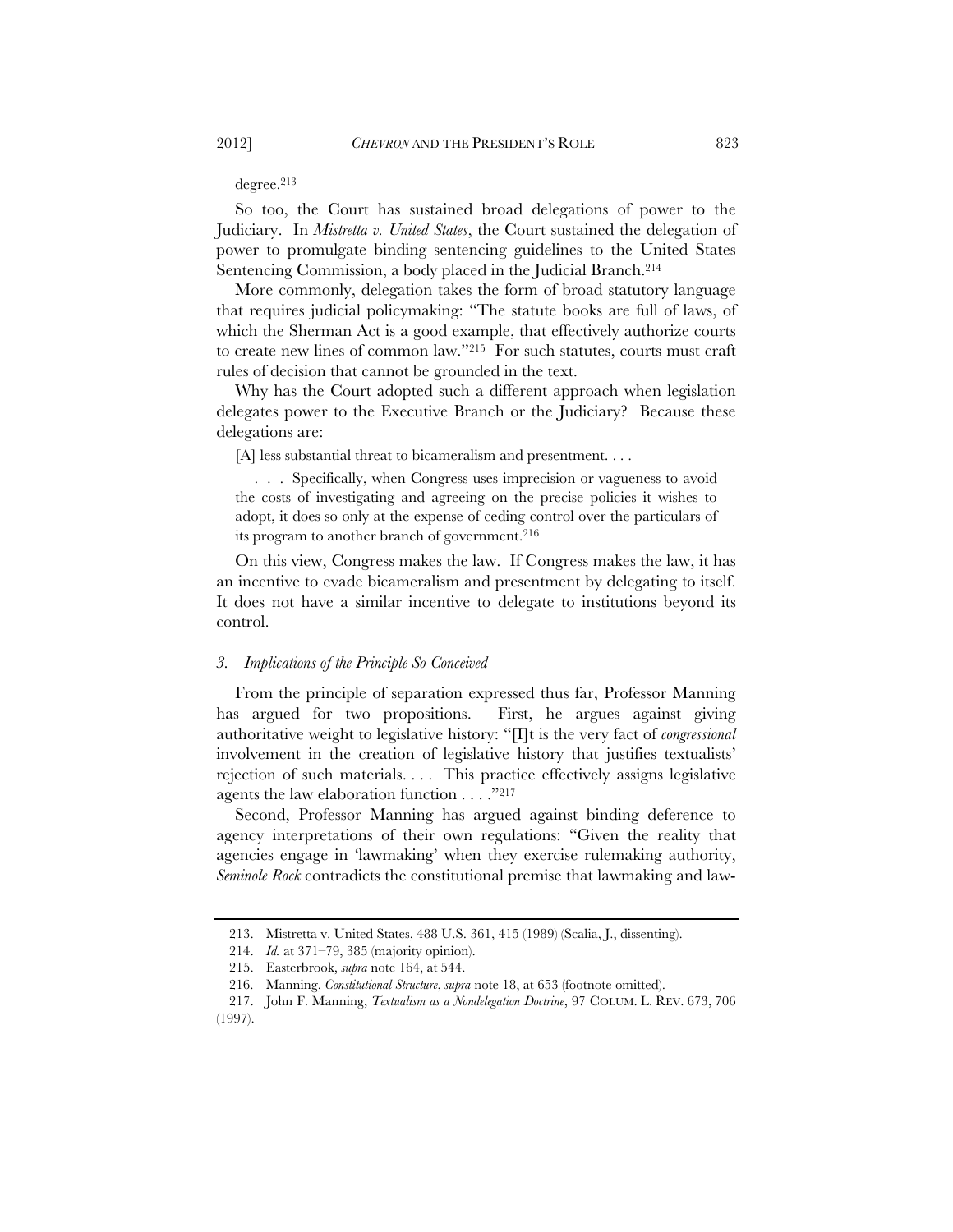degree.[213]

So too, the Court has sustained broad delegations of power to the Judiciary. In *Mistretta v. United States*, the Court sustained the delegation of power to promulgate binding sentencing guidelines to the United States Sentencing Commission, a body placed in the Judicial Branch.[214]

More commonly, delegation takes the form of broad statutory language that requires judicial policymaking: "The statute books are full of laws, of which the Sherman Act is a good example, that effectively authorize courts to create new lines of common law."[215] For such statutes, courts must craft rules of decision that cannot be grounded in the text.

Why has the Court adopted such a different approach when legislation delegates power to the Executive Branch or the Judiciary? Because these delegations are:

> [A] less substantial threat to bicameralism and presentment. . . .
>
> . . . Specifically, when Congress uses imprecision or vagueness to avoid the costs of investigating and agreeing on the precise policies it wishes to adopt, it does so only at the expense of ceding control over the particulars of its program to another branch of government.[216]

On this view, Congress makes the law. If Congress makes the law, it has an incentive to evade bicameralism and presentment by delegating to itself. It does not have a similar incentive to delegate to institutions beyond its control.

### 3. *Implications of the Principle So Conceived*

From the principle of separation expressed thus far, Professor Manning has argued for two propositions. First, he argues against giving authoritative weight to legislative history: "[I]t is the very fact of *congressional* involvement in the creation of legislative history that justifies textualists' rejection of such materials. . . . This practice effectively assigns legislative agents the law elaboration function . . . ."[217]

Second, Professor Manning has argued against binding deference to agency interpretations of their own regulations: "Given the reality that agencies engage in 'lawmaking' when they exercise rulemaking authority, *Seminole Rock* contradicts the constitutional premise that lawmaking and law-

---

213. Mistretta v. United States, 488 U.S. 361, 415 (1989) (Scalia, J., dissenting).

214. *Id.* at 371–79, 385 (majority opinion).

215. Easterbrook, *supra* note 164, at 544.

216. Manning, *Constitutional Structure*, *supra* note 18, at 653 (footnote omitted).

217. John F. Manning, *Textualism as a Nondelegation Doctrine*, 97 COLUM. L. REV. 673, 706 (1997).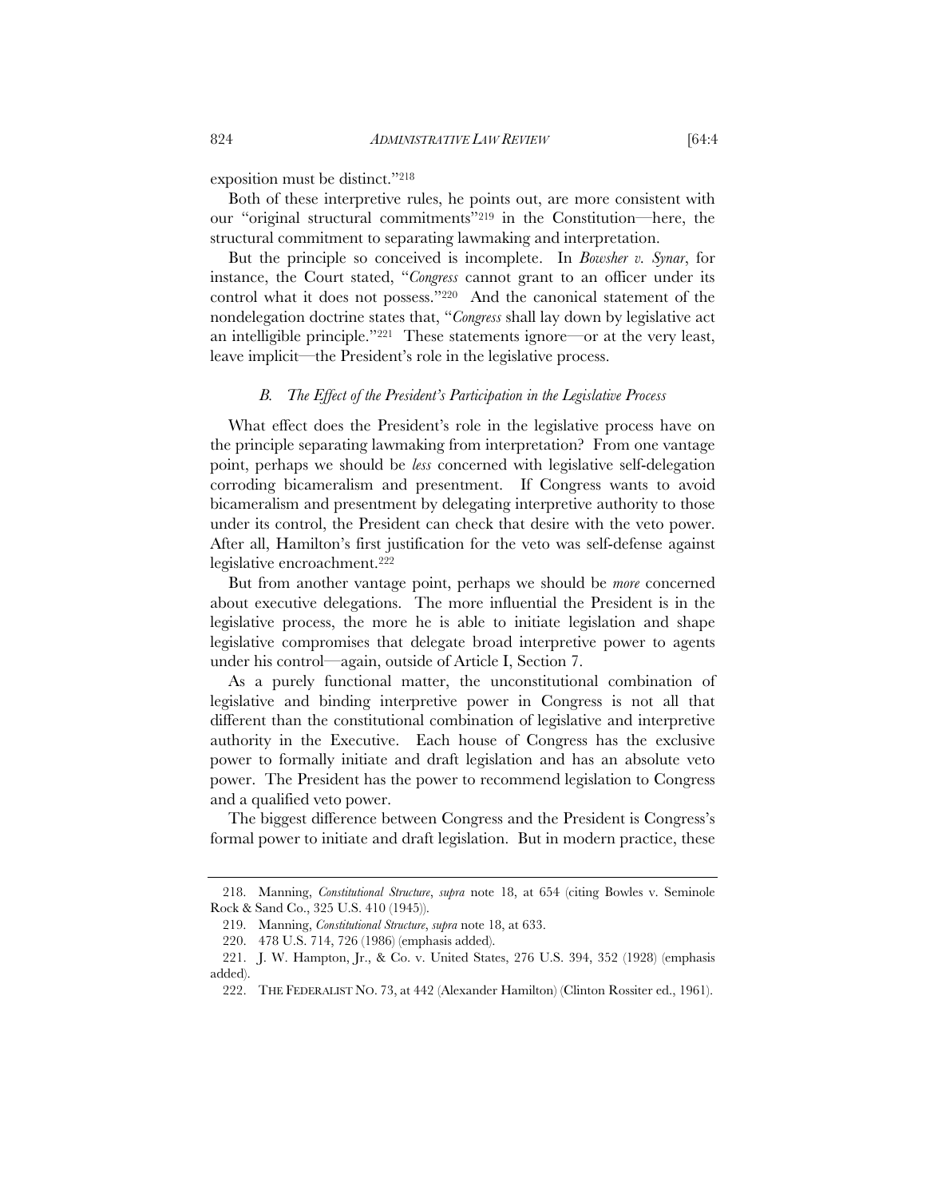exposition must be distinct."[218]

Both of these interpretive rules, he points out, are more consistent with our "original structural commitments"[219] in the Constitution—here, the structural commitment to separating lawmaking and interpretation.

But the principle so conceived is incomplete. In *Bowsher v. Synar*, for instance, the Court stated, "*Congress* cannot grant to an officer under its control what it does not possess."[220] And the canonical statement of the nondelegation doctrine states that, "*Congress* shall lay down by legislative act an intelligible principle."[221] These statements ignore—or at the very least, leave implicit—the President's role in the legislative process.

### *B. The Effect of the President's Participation in the Legislative Process*

What effect does the President's role in the legislative process have on the principle separating lawmaking from interpretation? From one vantage point, perhaps we should be *less* concerned with legislative self-delegation corroding bicameralism and presentment. If Congress wants to avoid bicameralism and presentment by delegating interpretive authority to those under its control, the President can check that desire with the veto power. After all, Hamilton's first justification for the veto was self-defense against legislative encroachment.[222]

But from another vantage point, perhaps we should be *more* concerned about executive delegations. The more influential the President is in the legislative process, the more he is able to initiate legislation and shape legislative compromises that delegate broad interpretive power to agents under his control—again, outside of Article I, Section 7.

As a purely functional matter, the unconstitutional combination of legislative and binding interpretive power in Congress is not all that different than the constitutional combination of legislative and interpretive authority in the Executive. Each house of Congress has the exclusive power to formally initiate and draft legislation and has an absolute veto power. The President has the power to recommend legislation to Congress and a qualified veto power.

The biggest difference between Congress and the President is Congress's formal power to initiate and draft legislation. But in modern practice, these

---

218. Manning, *Constitutional Structure*, *supra* note 18, at 654 (citing Bowles v. Seminole Rock & Sand Co., 325 U.S. 410 (1945)).

219. Manning, *Constitutional Structure*, *supra* note 18, at 633.

220. 478 U.S. 714, 726 (1986) (emphasis added).

221. J. W. Hampton, Jr., & Co. v. United States, 276 U.S. 394, 352 (1928) (emphasis added).

222. THE FEDERALIST NO. 73, at 442 (Alexander Hamilton) (Clinton Rossiter ed., 1961).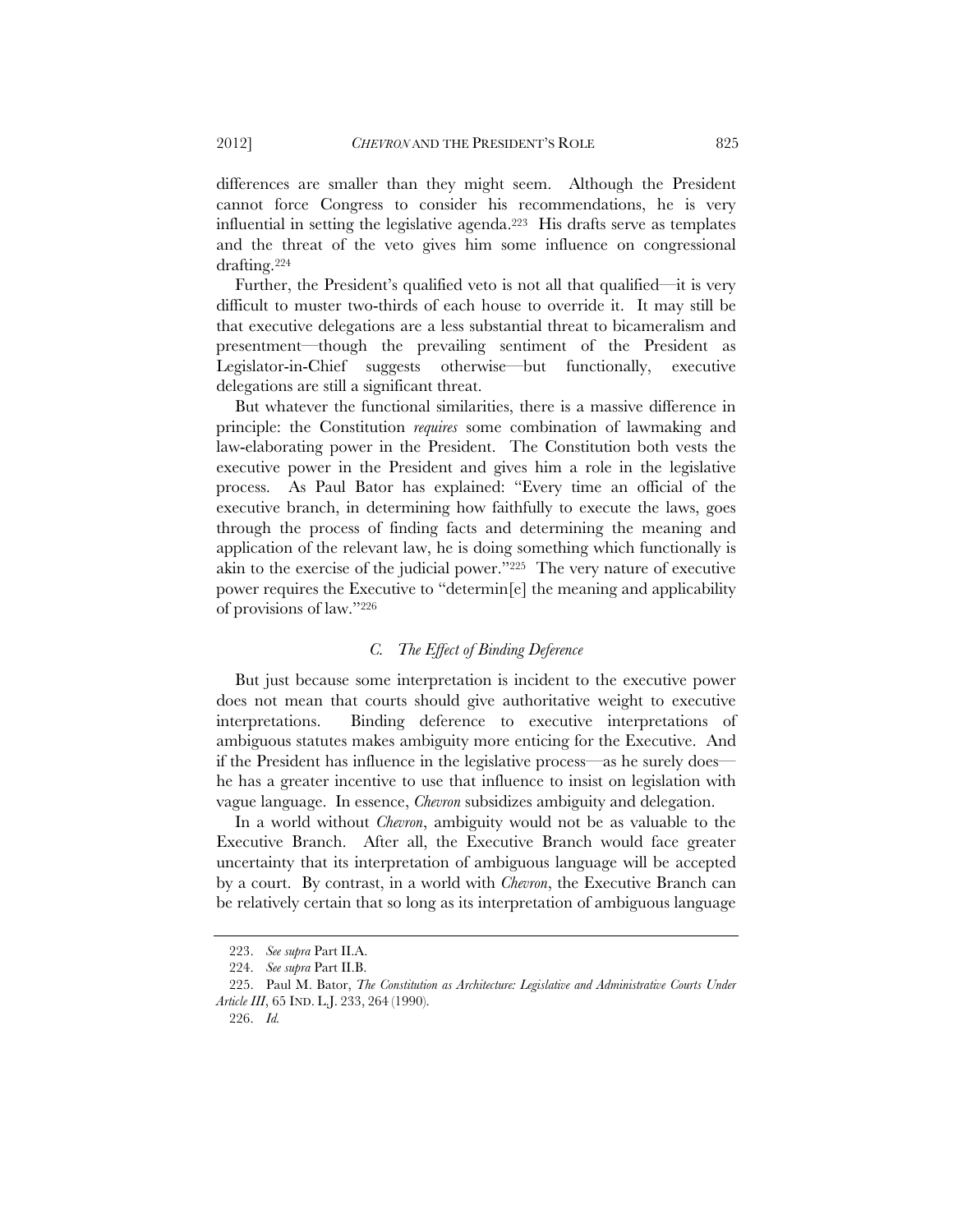differences are smaller than they might seem. Although the President cannot force Congress to consider his recommendations, he is very influential in setting the legislative agenda.[223] His drafts serve as templates and the threat of the veto gives him some influence on congressional drafting.[224]

Further, the President's qualified veto is not all that qualified—it is very difficult to muster two-thirds of each house to override it. It may still be that executive delegations are a less substantial threat to bicameralism and presentment—though the prevailing sentiment of the President as Legislator-in-Chief suggests otherwise—but functionally, executive delegations are still a significant threat.

But whatever the functional similarities, there is a massive difference in principle: the Constitution *requires* some combination of lawmaking and law-elaborating power in the President. The Constitution both vests the executive power in the President and gives him a role in the legislative process. As Paul Bator has explained: "Every time an official of the executive branch, in determining how faithfully to execute the laws, goes through the process of finding facts and determining the meaning and application of the relevant law, he is doing something which functionally is akin to the exercise of the judicial power."[225] The very nature of executive power requires the Executive to "determin[e] the meaning and applicability of provisions of law."[226]

### *C. The Effect of Binding Deference*

But just because some interpretation is incident to the executive power does not mean that courts should give authoritative weight to executive interpretations. Binding deference to executive interpretations of ambiguous statutes makes ambiguity more enticing for the Executive. And if the President has influence in the legislative process—as he surely does—he has a greater incentive to use that influence to insist on legislation with vague language. In essence, *Chevron* subsidizes ambiguity and delegation.

In a world without *Chevron*, ambiguity would not be as valuable to the Executive Branch. After all, the Executive Branch would face greater uncertainty that its interpretation of ambiguous language will be accepted by a court. By contrast, in a world with *Chevron*, the Executive Branch can be relatively certain that so long as its interpretation of ambiguous language

---

223. *See supra* Part II.A.

224. *See supra* Part II.B.

225. Paul M. Bator, *The Constitution as Architecture: Legislative and Administrative Courts Under Article III*, 65 IND. L.J. 233, 264 (1990).

226. *Id.*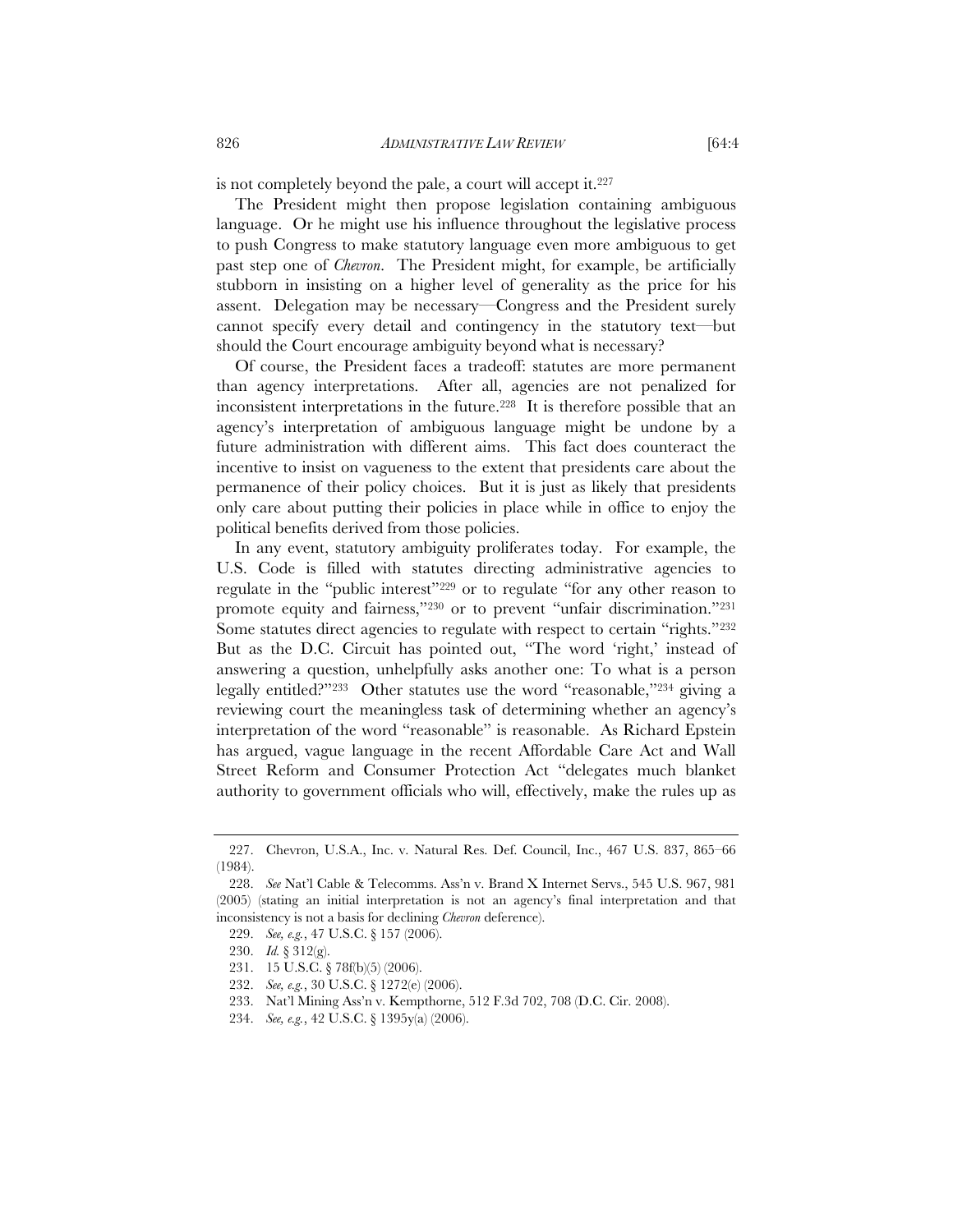is not completely beyond the pale, a court will accept it.[227]

The President might then propose legislation containing ambiguous language. Or he might use his influence throughout the legislative process to push Congress to make statutory language even more ambiguous to get past step one of *Chevron*. The President might, for example, be artificially stubborn in insisting on a higher level of generality as the price for his assent. Delegation may be necessary—Congress and the President surely cannot specify every detail and contingency in the statutory text—but should the Court encourage ambiguity beyond what is necessary?

Of course, the President faces a tradeoff: statutes are more permanent than agency interpretations. After all, agencies are not penalized for inconsistent interpretations in the future.[228] It is therefore possible that an agency's interpretation of ambiguous language might be undone by a future administration with different aims. This fact does counteract the incentive to insist on vagueness to the extent that presidents care about the permanence of their policy choices. But it is just as likely that presidents only care about putting their policies in place while in office to enjoy the political benefits derived from those policies.

In any event, statutory ambiguity proliferates today. For example, the U.S. Code is filled with statutes directing administrative agencies to regulate in the "public interest"[229] or to regulate "for any other reason to promote equity and fairness,"[230] or to prevent "unfair discrimination."[231] Some statutes direct agencies to regulate with respect to certain "rights."[232] But as the D.C. Circuit has pointed out, "The word 'right,' instead of answering a question, unhelpfully asks another one: To what is a person legally entitled?"[233] Other statutes use the word "reasonable,"[234] giving a reviewing court the meaningless task of determining whether an agency's interpretation of the word "reasonable" is reasonable. As Richard Epstein has argued, vague language in the recent Affordable Care Act and Wall Street Reform and Consumer Protection Act "delegates much blanket authority to government officials who will, effectively, make the rules up as

---

227. Chevron, U.S.A., Inc. v. Natural Res. Def. Council, Inc., 467 U.S. 837, 865–66 (1984).

228. *See* Nat'l Cable & Telecomms. Ass'n v. Brand X Internet Servs., 545 U.S. 967, 981 (2005) (stating an initial interpretation is not an agency's final interpretation and that inconsistency is not a basis for declining *Chevron* deference).

229. *See, e.g.*, 47 U.S.C. § 157 (2006).

230. *Id.* § 312(g).

231. 15 U.S.C. § 78f(b)(5) (2006).

232. *See, e.g.*, 30 U.S.C. § 1272(e) (2006).

233. Nat'l Mining Ass'n v. Kempthorne, 512 F.3d 702, 708 (D.C. Cir. 2008).

234. *See, e.g.*, 42 U.S.C. § 1395y(a) (2006).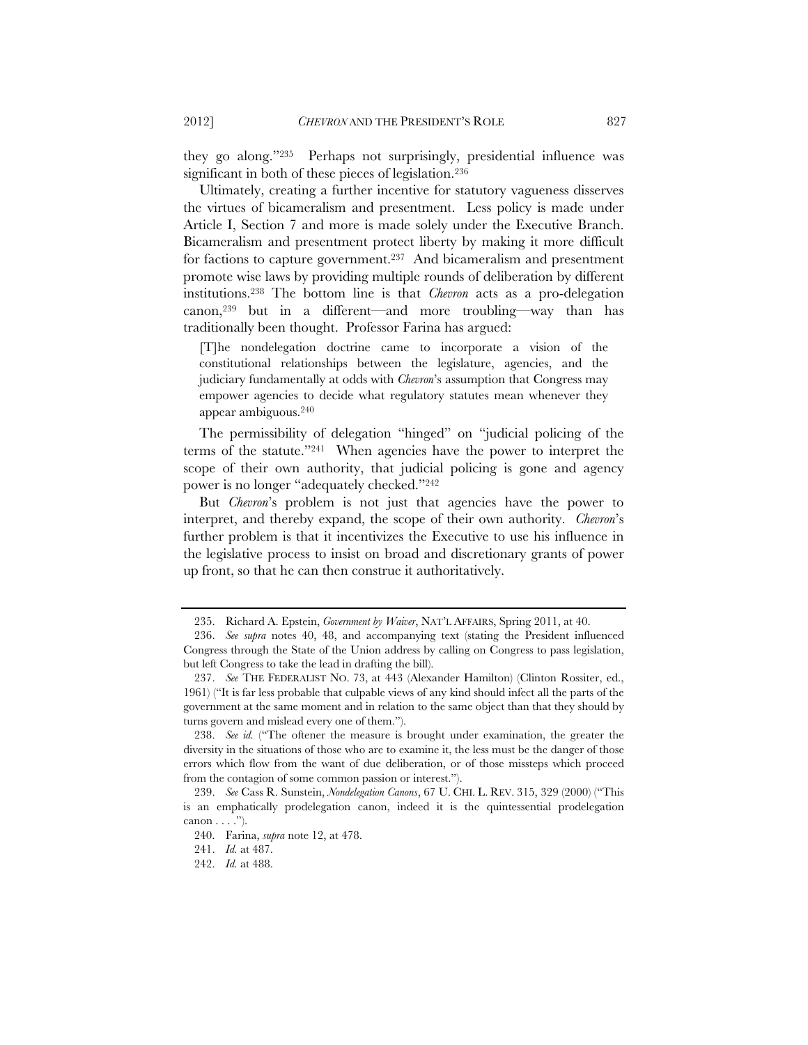they go along."[235] Perhaps not surprisingly, presidential influence was significant in both of these pieces of legislation.[236]

Ultimately, creating a further incentive for statutory vagueness disserves the virtues of bicameralism and presentment. Less policy is made under Article I, Section 7 and more is made solely under the Executive Branch. Bicameralism and presentment protect liberty by making it more difficult for factions to capture government.[237] And bicameralism and presentment promote wise laws by providing multiple rounds of deliberation by different institutions.[238] The bottom line is that *Chevron* acts as a pro-delegation canon,[239] but in a different—and more troubling—way than has traditionally been thought. Professor Farina has argued:

> [T]he nondelegation doctrine came to incorporate a vision of the constitutional relationships between the legislature, agencies, and the judiciary fundamentally at odds with *Chevron*'s assumption that Congress may empower agencies to decide what regulatory statutes mean whenever they appear ambiguous.[240]

The permissibility of delegation "hinged" on "judicial policing of the terms of the statute."[241] When agencies have the power to interpret the scope of their own authority, that judicial policing is gone and agency power is no longer "adequately checked."[242]

But *Chevron*'s problem is not just that agencies have the power to interpret, and thereby expand, the scope of their own authority. *Chevron*'s further problem is that it incentivizes the Executive to use his influence in the legislative process to insist on broad and discretionary grants of power up front, so that he can then construe it authoritatively.

---

235. Richard A. Epstein, *Government by Waiver*, NAT'L AFFAIRS, Spring 2011, at 40.

236. *See supra* notes 40, 48, and accompanying text (stating the President influenced Congress through the State of the Union address by calling on Congress to pass legislation, but left Congress to take the lead in drafting the bill).

237. *See* THE FEDERALIST NO. 73, at 443 (Alexander Hamilton) (Clinton Rossiter, ed., 1961) ("It is far less probable that culpable views of any kind should infect all the parts of the government at the same moment and in relation to the same object than that they should by turns govern and mislead every one of them.").

238. *See id.* ("The oftener the measure is brought under examination, the greater the diversity in the situations of those who are to examine it, the less must be the danger of those errors which flow from the want of due deliberation, or of those missteps which proceed from the contagion of some common passion or interest.").

239. *See* Cass R. Sunstein, *Nondelegation Canons*, 67 U. CHI. L. REV. 315, 329 (2000) ("This is an emphatically prodelegation canon, indeed it is the quintessential prodelegation canon . . . .").

240. Farina, *supra* note 12, at 478.

241. *Id.* at 487.

242. *Id.* at 488.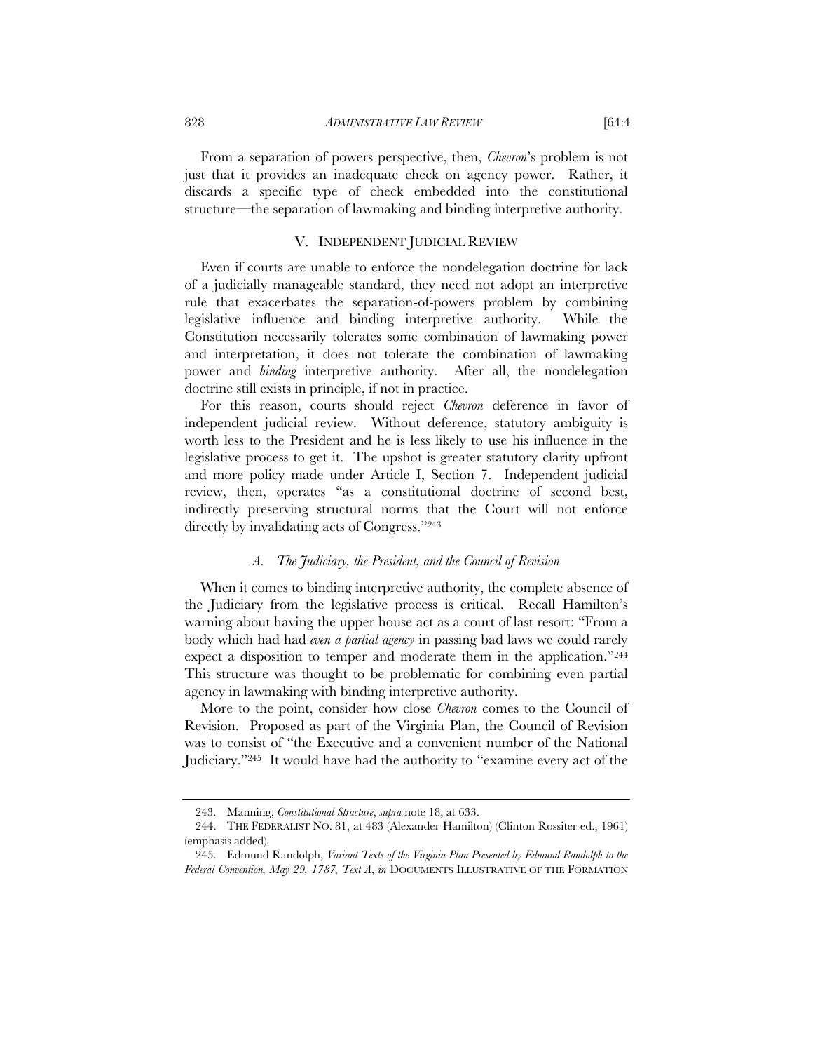From a separation of powers perspective, then, *Chevron*'s problem is not just that it provides an inadequate check on agency power. Rather, it discards a specific type of check embedded into the constitutional structure—the separation of lawmaking and binding interpretive authority.

## V. INDEPENDENT JUDICIAL REVIEW

Even if courts are unable to enforce the nondelegation doctrine for lack of a judicially manageable standard, they need not adopt an interpretive rule that exacerbates the separation-of-powers problem by combining legislative influence and binding interpretive authority. While the Constitution necessarily tolerates some combination of lawmaking power and interpretation, it does not tolerate the combination of lawmaking power and *binding* interpretive authority. After all, the nondelegation doctrine still exists in principle, if not in practice.

For this reason, courts should reject *Chevron* deference in favor of independent judicial review. Without deference, statutory ambiguity is worth less to the President and he is less likely to use his influence in the legislative process to get it. The upshot is greater statutory clarity upfront and more policy made under Article I, Section 7. Independent judicial review, then, operates "as a constitutional doctrine of second best, indirectly preserving structural norms that the Court will not enforce directly by invalidating acts of Congress."[243]

### *A. The Judiciary, the President, and the Council of Revision*

When it comes to binding interpretive authority, the complete absence of the Judiciary from the legislative process is critical. Recall Hamilton's warning about having the upper house act as a court of last resort: "From a body which had had *even a partial agency* in passing bad laws we could rarely expect a disposition to temper and moderate them in the application."[244] This structure was thought to be problematic for combining even partial agency in lawmaking with binding interpretive authority.

More to the point, consider how close *Chevron* comes to the Council of Revision. Proposed as part of the Virginia Plan, the Council of Revision was to consist of "the Executive and a convenient number of the National Judiciary."[245] It would have had the authority to "examine every act of the

---

243. Manning, *Constitutional Structure*, *supra* note 18, at 633.

244. THE FEDERALIST NO. 81, at 483 (Alexander Hamilton) (Clinton Rossiter ed., 1961) (emphasis added).

245. Edmund Randolph, *Variant Texts of the Virginia Plan Presented by Edmund Randolph to the Federal Convention, May 29, 1787, Text A*, *in* DOCUMENTS ILLUSTRATIVE OF THE FORMATION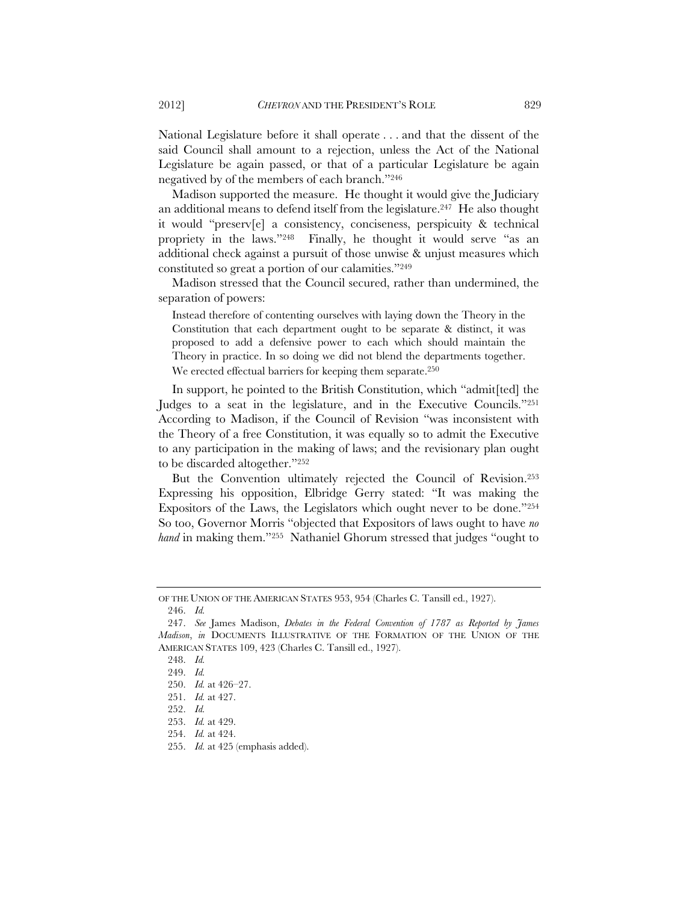National Legislature before it shall operate . . . and that the dissent of the said Council shall amount to a rejection, unless the Act of the National Legislature be again passed, or that of a particular Legislature be again negatived by of the members of each branch."[246]

Madison supported the measure. He thought it would give the Judiciary an additional means to defend itself from the legislature.[247] He also thought it would "preserv[e] a consistency, conciseness, perspicuity & technical propriety in the laws."[248] Finally, he thought it would serve "as an additional check against a pursuit of those unwise & unjust measures which constituted so great a portion of our calamities."[249]

Madison stressed that the Council secured, rather than undermined, the separation of powers:

> Instead therefore of contenting ourselves with laying down the Theory in the Constitution that each department ought to be separate & distinct, it was proposed to add a defensive power to each which should maintain the Theory in practice. In so doing we did not blend the departments together. We erected effectual barriers for keeping them separate.[250]

In support, he pointed to the British Constitution, which "admit[ted] the Judges to a seat in the legislature, and in the Executive Councils."[251] According to Madison, if the Council of Revision "was inconsistent with the Theory of a free Constitution, it was equally so to admit the Executive to any participation in the making of laws; and the revisionary plan ought to be discarded altogether."[252]

But the Convention ultimately rejected the Council of Revision.[253] Expressing his opposition, Elbridge Gerry stated: "It was making the Expositors of the Laws, the Legislators which ought never to be done."[254] So too, Governor Morris "objected that Expositors of laws ought to have *no hand* in making them."[255] Nathaniel Ghorum stressed that judges "ought to

---

OF THE UNION OF THE AMERICAN STATES 953, 954 (Charles C. Tansill ed., 1927).

246. *Id.*

247. *See* James Madison, *Debates in the Federal Convention of 1787 as Reported by James Madison*, *in* DOCUMENTS ILLUSTRATIVE OF THE FORMATION OF THE UNION OF THE AMERICAN STATES 109, 423 (Charles C. Tansill ed., 1927).

248. *Id.*

249. *Id.*

250. *Id.* at 426–27.

251. *Id.* at 427.

252. *Id.*

253. *Id.* at 429.

254. *Id.* at 424.

255. *Id.* at 425 (emphasis added).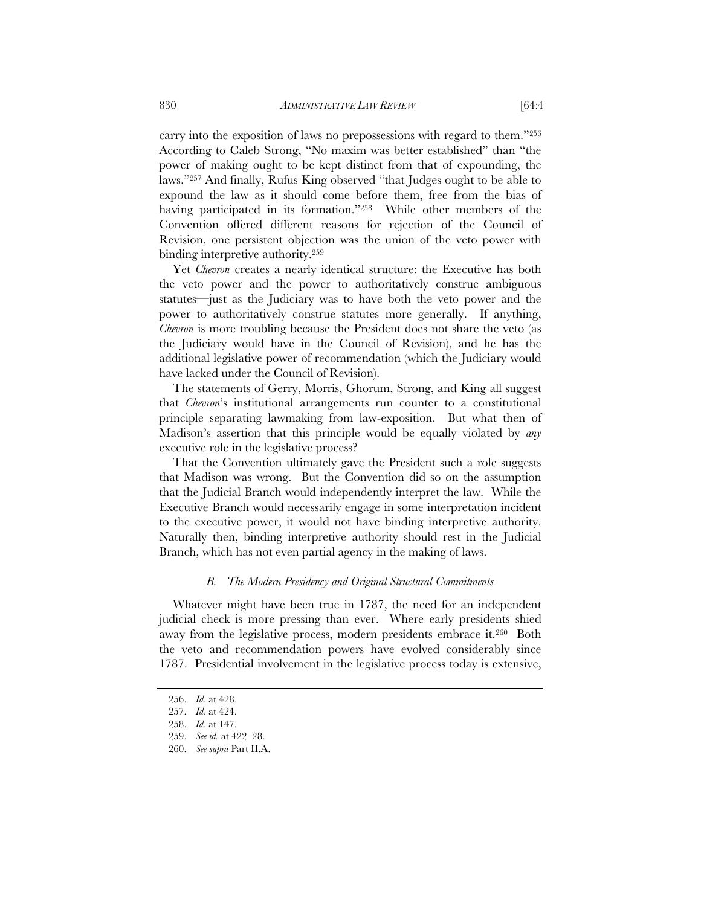carry into the exposition of laws no prepossessions with regard to them."[256] According to Caleb Strong, "No maxim was better established" than "the power of making ought to be kept distinct from that of expounding, the laws."[257] And finally, Rufus King observed "that Judges ought to be able to expound the law as it should come before them, free from the bias of having participated in its formation."[258] While other members of the Convention offered different reasons for rejection of the Council of Revision, one persistent objection was the union of the veto power with binding interpretive authority.[259]

Yet *Chevron* creates a nearly identical structure: the Executive has both the veto power and the power to authoritatively construe ambiguous statutes—just as the Judiciary was to have both the veto power and the power to authoritatively construe statutes more generally. If anything, *Chevron* is more troubling because the President does not share the veto (as the Judiciary would have in the Council of Revision), and he has the additional legislative power of recommendation (which the Judiciary would have lacked under the Council of Revision).

The statements of Gerry, Morris, Ghorum, Strong, and King all suggest that *Chevron*'s institutional arrangements run counter to a constitutional principle separating lawmaking from law-exposition. But what then of Madison's assertion that this principle would be equally violated by *any* executive role in the legislative process?

That the Convention ultimately gave the President such a role suggests that Madison was wrong. But the Convention did so on the assumption that the Judicial Branch would independently interpret the law. While the Executive Branch would necessarily engage in some interpretation incident to the executive power, it would not have binding interpretive authority. Naturally then, binding interpretive authority should rest in the Judicial Branch, which has not even partial agency in the making of laws.

### *B. The Modern Presidency and Original Structural Commitments*

Whatever might have been true in 1787, the need for an independent judicial check is more pressing than ever. Where early presidents shied away from the legislative process, modern presidents embrace it.[260] Both the veto and recommendation powers have evolved considerably since 1787. Presidential involvement in the legislative process today is extensive,

---

256. *Id.* at 428.

257. *Id.* at 424.

258. *Id.* at 147.

259. *See id.* at 422–28.

260. *See supra* Part II.A.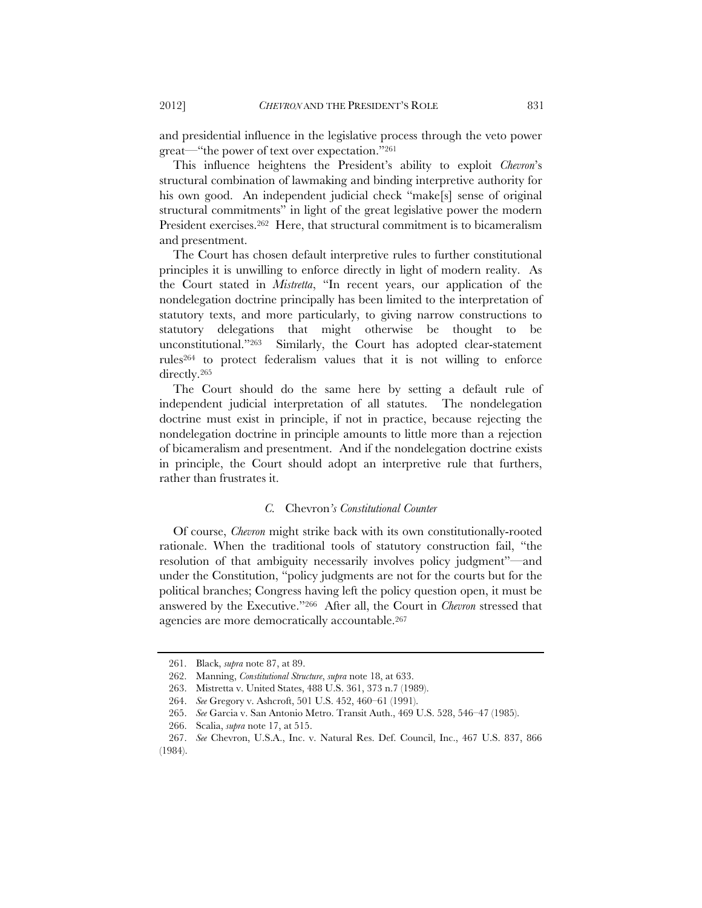and presidential influence in the legislative process through the veto power great—"the power of text over expectation."[261]

This influence heightens the President's ability to exploit *Chevron*'s structural combination of lawmaking and binding interpretive authority for his own good. An independent judicial check "make[s] sense of original structural commitments" in light of the great legislative power the modern President exercises.[262] Here, that structural commitment is to bicameralism and presentment.

The Court has chosen default interpretive rules to further constitutional principles it is unwilling to enforce directly in light of modern reality. As the Court stated in *Mistretta*, "In recent years, our application of the nondelegation doctrine principally has been limited to the interpretation of statutory texts, and more particularly, to giving narrow constructions to statutory delegations that might otherwise be thought to be unconstitutional."[263] Similarly, the Court has adopted clear-statement rules[264] to protect federalism values that it is not willing to enforce directly.[265]

The Court should do the same here by setting a default rule of independent judicial interpretation of all statutes. The nondelegation doctrine must exist in principle, if not in practice, because rejecting the nondelegation doctrine in principle amounts to little more than a rejection of bicameralism and presentment. And if the nondelegation doctrine exists in principle, the Court should adopt an interpretive rule that furthers, rather than frustrates it.

### *C.* Chevron*'s Constitutional Counter*

Of course, *Chevron* might strike back with its own constitutionally-rooted rationale. When the traditional tools of statutory construction fail, "the resolution of that ambiguity necessarily involves policy judgment"—and under the Constitution, "policy judgments are not for the courts but for the political branches; Congress having left the policy question open, it must be answered by the Executive."[266] After all, the Court in *Chevron* stressed that agencies are more democratically accountable.[267]

---

261. Black, *supra* note 87, at 89.

262. Manning, *Constitutional Structure*, *supra* note 18, at 633.

263. Mistretta v. United States, 488 U.S. 361, 373 n.7 (1989).

264. *See* Gregory v. Ashcroft, 501 U.S. 452, 460–61 (1991).

265. *See* Garcia v. San Antonio Metro. Transit Auth., 469 U.S. 528, 546–47 (1985).

266. Scalia, *supra* note 17, at 515.

267. *See* Chevron, U.S.A., Inc. v. Natural Res. Def. Council, Inc., 467 U.S. 837, 866 (1984).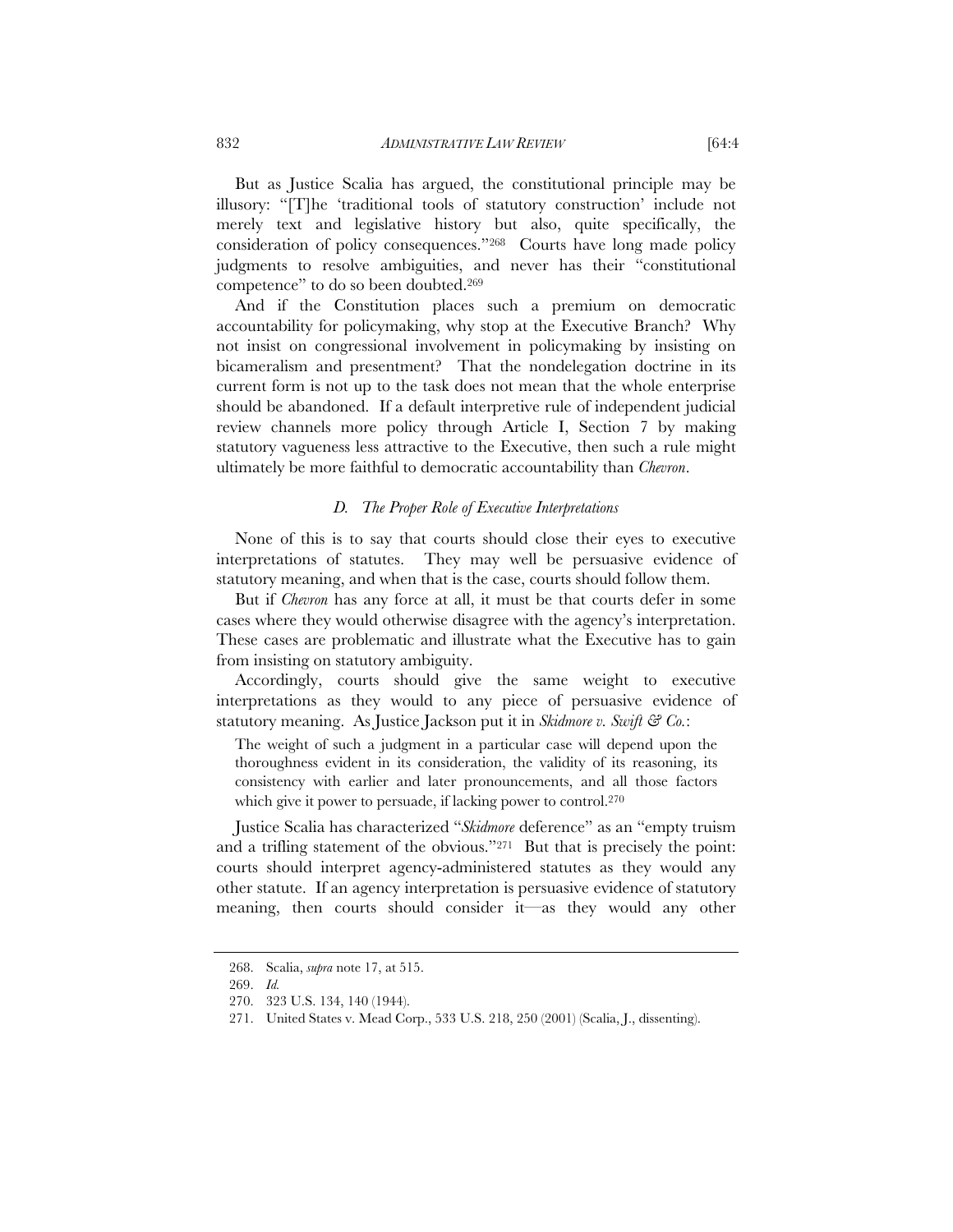But as Justice Scalia has argued, the constitutional principle may be illusory: "[T]he 'traditional tools of statutory construction' include not merely text and legislative history but also, quite specifically, the consideration of policy consequences."[268] Courts have long made policy judgments to resolve ambiguities, and never has their "constitutional competence" to do so been doubted.[269]

And if the Constitution places such a premium on democratic accountability for policymaking, why stop at the Executive Branch? Why not insist on congressional involvement in policymaking by insisting on bicameralism and presentment? That the nondelegation doctrine in its current form is not up to the task does not mean that the whole enterprise should be abandoned. If a default interpretive rule of independent judicial review channels more policy through Article I, Section 7 by making statutory vagueness less attractive to the Executive, then such a rule might ultimately be more faithful to democratic accountability than *Chevron*.

### *D. The Proper Role of Executive Interpretations*

None of this is to say that courts should close their eyes to executive interpretations of statutes. They may well be persuasive evidence of statutory meaning, and when that is the case, courts should follow them.

But if *Chevron* has any force at all, it must be that courts defer in some cases where they would otherwise disagree with the agency's interpretation. These cases are problematic and illustrate what the Executive has to gain from insisting on statutory ambiguity.

Accordingly, courts should give the same weight to executive interpretations as they would to any piece of persuasive evidence of statutory meaning. As Justice Jackson put it in *Skidmore v. Swift & Co.*:

> The weight of such a judgment in a particular case will depend upon the thoroughness evident in its consideration, the validity of its reasoning, its consistency with earlier and later pronouncements, and all those factors which give it power to persuade, if lacking power to control.[270]

Justice Scalia has characterized "*Skidmore* deference" as an "empty truism and a trifling statement of the obvious."[271] But that is precisely the point: courts should interpret agency-administered statutes as they would any other statute. If an agency interpretation is persuasive evidence of statutory meaning, then courts should consider it—as they would any other

---

268. Scalia, *supra* note 17, at 515.

269. *Id.*

270. 323 U.S. 134, 140 (1944).

271. United States v. Mead Corp., 533 U.S. 218, 250 (2001) (Scalia, J., dissenting).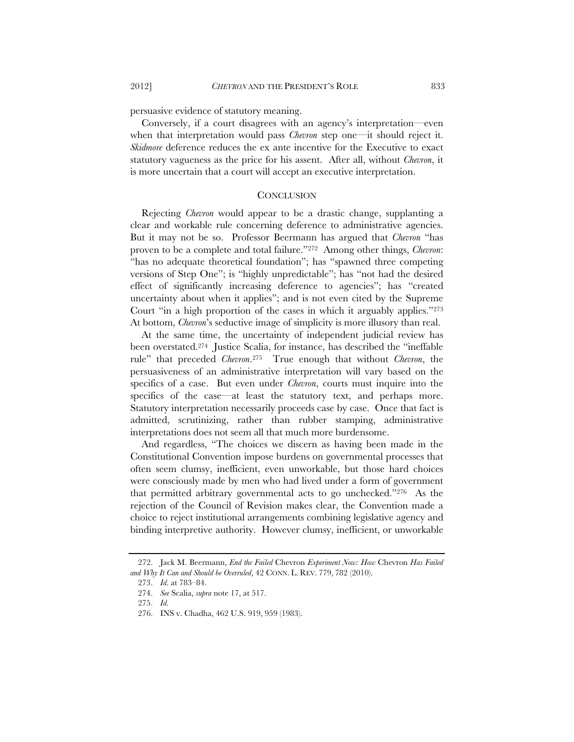persuasive evidence of statutory meaning.

Conversely, if a court disagrees with an agency's interpretation—even when that interpretation would pass *Chevron* step one—it should reject it. *Skidmore* deference reduces the ex ante incentive for the Executive to exact statutory vagueness as the price for his assent. After all, without *Chevron*, it is more uncertain that a court will accept an executive interpretation.

## CONCLUSION

Rejecting *Chevron* would appear to be a drastic change, supplanting a clear and workable rule concerning deference to administrative agencies. But it may not be so. Professor Beermann has argued that *Chevron* "has proven to be a complete and total failure."[272] Among other things, *Chevron*: "has no adequate theoretical foundation"; has "spawned three competing versions of Step One"; is "highly unpredictable"; has "not had the desired effect of significantly increasing deference to agencies"; has "created uncertainty about when it applies"; and is not even cited by the Supreme Court "in a high proportion of the cases in which it arguably applies."[273] At bottom, *Chevron*'s seductive image of simplicity is more illusory than real.

At the same time, the uncertainty of independent judicial review has been overstated.[274] Justice Scalia, for instance, has described the "ineffable rule" that preceded *Chevron*.[275] True enough that without *Chevron*, the persuasiveness of an administrative interpretation will vary based on the specifics of a case. But even under *Chevron*, courts must inquire into the specifics of the case—at least the statutory text, and perhaps more. Statutory interpretation necessarily proceeds case by case. Once that fact is admitted, scrutinizing, rather than rubber stamping, administrative interpretations does not seem all that much more burdensome.

And regardless, "The choices we discern as having been made in the Constitutional Convention impose burdens on governmental processes that often seem clumsy, inefficient, even unworkable, but those hard choices were consciously made by men who had lived under a form of government that permitted arbitrary governmental acts to go unchecked."[276] As the rejection of the Council of Revision makes clear, the Convention made a choice to reject institutional arrangements combining legislative agency and binding interpretive authority. However clumsy, inefficient, or unworkable

---

272. Jack M. Beermann, *End the Failed* Chevron *Experiment Now: How* Chevron *Has Failed and Why It Can and Should be Overruled*, 42 CONN. L. REV. 779, 782 (2010).

273. *Id.* at 783–84.

274. *See* Scalia, *supra* note 17, at 517.

275. *Id.*

276. INS v. Chadha, 462 U.S. 919, 959 (1983).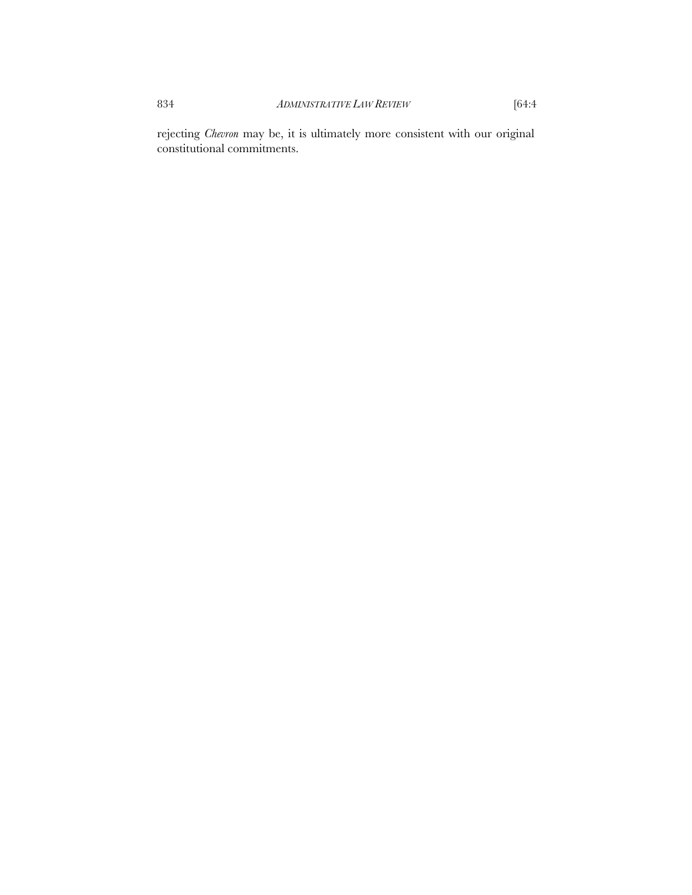rejecting *Chevron* may be, it is ultimately more consistent with our original constitutional commitments.